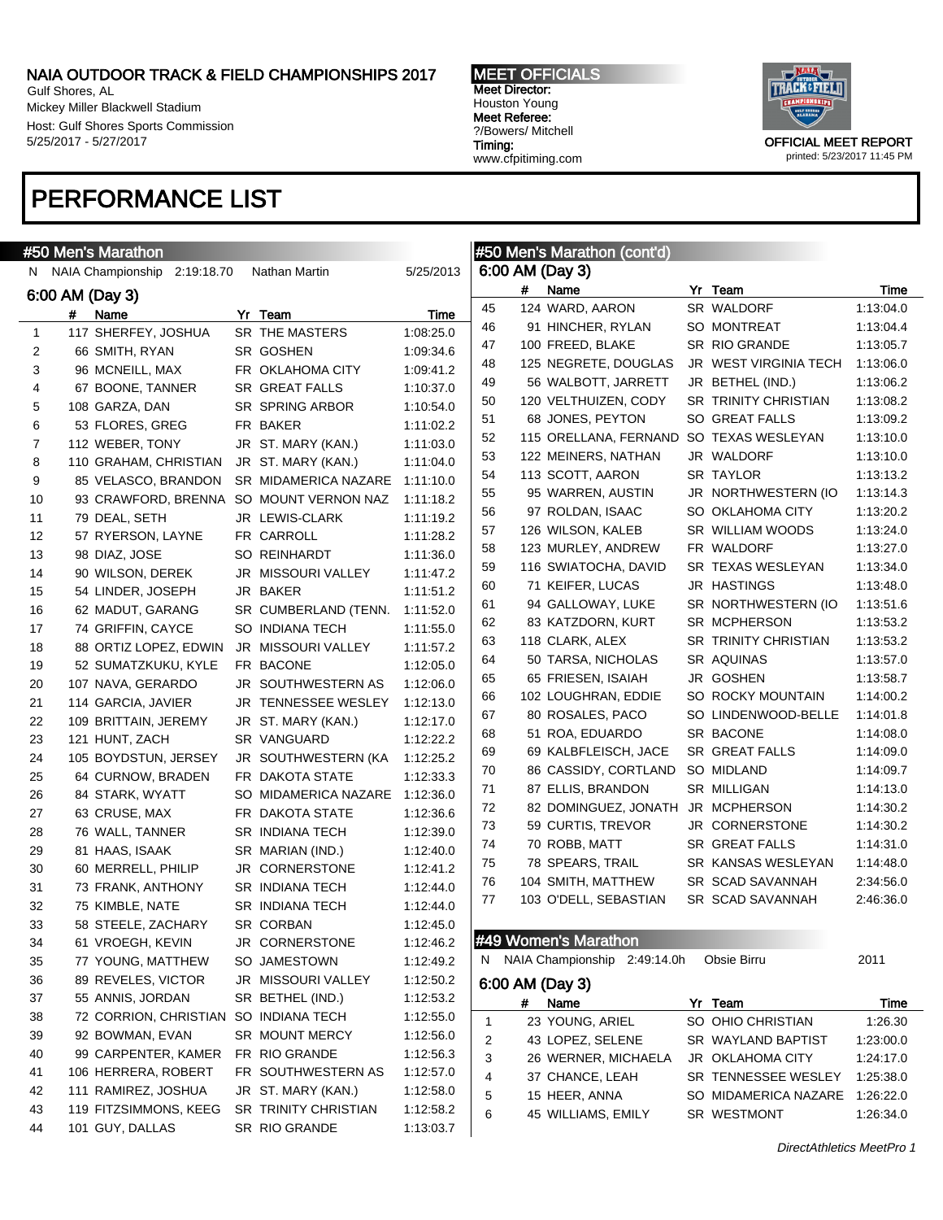# NAIA OUTDOOR TRACK & FIELD CHAMPIONSHIPS 2017

Gulf Shores, AL
Mickey Miller Blackwell Stadium
Host: Gulf Shores Sports Commission
5/25/2017 - 5/27/2017

**MEET OFFICIALS**
Meet Director:
Houston Young
Meet Referee:
?/Bowers/ Mitchell
Timing:
www.cfpitiming.com

OFFICIAL MEET REPORT
printed: 5/23/2017 11:45 PM

# PERFORMANCE LIST

## #50 Men's Marathon

N NAIA Championship 2:19:18.70 Nathan Martin 5/25/2013

### 6:00 AM (Day 3)

| | # | Name | Yr | Team | Time |
|---|---|---|---|---|---|
| 1 | 117 | SHERFEY, JOSHUA | SR | THE MASTERS | 1:08:25.0 |
| 2 | 66 | SMITH, RYAN | SR | GOSHEN | 1:09:34.6 |
| 3 | 96 | MCNEILL, MAX | FR | OKLAHOMA CITY | 1:09:41.2 |
| 4 | 67 | BOONE, TANNER | SR | GREAT FALLS | 1:10:37.0 |
| 5 | 108 | GARZA, DAN | SR | SPRING ARBOR | 1:10:54.0 |
| 6 | 53 | FLORES, GREG | FR | BAKER | 1:11:02.2 |
| 7 | 112 | WEBER, TONY | JR | ST. MARY (KAN.) | 1:11:03.0 |
| 8 | 110 | GRAHAM, CHRISTIAN | JR | ST. MARY (KAN.) | 1:11:04.0 |
| 9 | 85 | VELASCO, BRANDON | SR | MIDAMERICA NAZARE | 1:11:10.0 |
| 10 | 93 | CRAWFORD, BRENNA | SO | MOUNT VERNON NAZ | 1:11:18.2 |
| 11 | 79 | DEAL, SETH | JR | LEWIS-CLARK | 1:11:19.2 |
| 12 | 57 | RYERSON, LAYNE | FR | CARROLL | 1:11:28.2 |
| 13 | 98 | DIAZ, JOSE | SO | REINHARDT | 1:11:36.0 |
| 14 | 90 | WILSON, DEREK | JR | MISSOURI VALLEY | 1:11:47.2 |
| 15 | 54 | LINDER, JOSEPH | JR | BAKER | 1:11:51.2 |
| 16 | 62 | MADUT, GARANG | SR | CUMBERLAND (TENN. | 1:11:52.0 |
| 17 | 74 | GRIFFIN, CAYCE | SO | INDIANA TECH | 1:11:55.0 |
| 18 | 88 | ORTIZ LOPEZ, EDWIN | JR | MISSOURI VALLEY | 1:11:57.2 |
| 19 | 52 | SUMATZKUKU, KYLE | FR | BACONE | 1:12:05.0 |
| 20 | 107 | NAVA, GERARDO | JR | SOUTHWESTERN AS | 1:12:06.0 |
| 21 | 114 | GARCIA, JAVIER | JR | TENNESSEE WESLEY | 1:12:13.0 |
| 22 | 109 | BRITTAIN, JEREMY | JR | ST. MARY (KAN.) | 1:12:17.0 |
| 23 | 121 | HUNT, ZACH | SR | VANGUARD | 1:12:22.2 |
| 24 | 105 | BOYDSTUN, JERSEY | JR | SOUTHWESTERN (KA | 1:12:25.2 |
| 25 | 64 | CURNOW, BRADEN | FR | DAKOTA STATE | 1:12:33.3 |
| 26 | 84 | STARK, WYATT | SO | MIDAMERICA NAZARE | 1:12:36.0 |
| 27 | 63 | CRUSE, MAX | FR | DAKOTA STATE | 1:12:36.6 |
| 28 | 76 | WALL, TANNER | SR | INDIANA TECH | 1:12:39.0 |
| 29 | 81 | HAAS, ISAAK | SR | MARIAN (IND.) | 1:12:40.0 |
| 30 | 60 | MERRELL, PHILIP | JR | CORNERSTONE | 1:12:41.2 |
| 31 | 73 | FRANK, ANTHONY | SR | INDIANA TECH | 1:12:44.0 |
| 32 | 75 | KIMBLE, NATE | SR | INDIANA TECH | 1:12:44.0 |
| 33 | 58 | STEELE, ZACHARY | SR | CORBAN | 1:12:45.0 |
| 34 | 61 | VROEGH, KEVIN | JR | CORNERSTONE | 1:12:46.2 |
| 35 | 77 | YOUNG, MATTHEW | SO | JAMESTOWN | 1:12:49.2 |
| 36 | 89 | REVELES, VICTOR | JR | MISSOURI VALLEY | 1:12:50.2 |
| 37 | 55 | ANNIS, JORDAN | SR | BETHEL (IND.) | 1:12:53.2 |
| 38 | 72 | CORRION, CHRISTIAN | SO | INDIANA TECH | 1:12:55.0 |
| 39 | 92 | BOWMAN, EVAN | SR | MOUNT MERCY | 1:12:56.0 |
| 40 | 99 | CARPENTER, KAMER | FR | RIO GRANDE | 1:12:56.3 |
| 41 | 106 | HERRERA, ROBERT | FR | SOUTHWESTERN AS | 1:12:57.0 |
| 42 | 111 | RAMIREZ, JOSHUA | JR | ST. MARY (KAN.) | 1:12:58.0 |
| 43 | 119 | FITZSIMMONS, KEEG | SR | TRINITY CHRISTIAN | 1:12:58.2 |
| 44 | 101 | GUY, DALLAS | SR | RIO GRANDE | 1:13:03.7 |
| 45 | 124 | WARD, AARON | SR | WALDORF | 1:13:04.0 |
| 46 | 91 | HINCHER, RYLAN | SO | MONTREAT | 1:13:04.4 |
| 47 | 100 | FREED, BLAKE | SR | RIO GRANDE | 1:13:05.7 |
| 48 | 125 | NEGRETE, DOUGLAS | JR | WEST VIRGINIA TECH | 1:13:06.0 |
| 49 | 56 | WALBOTT, JARRETT | JR | BETHEL (IND.) | 1:13:06.2 |
| 50 | 120 | VELTHUIZEN, CODY | SR | TRINITY CHRISTIAN | 1:13:08.2 |
| 51 | 68 | JONES, PEYTON | SO | GREAT FALLS | 1:13:09.2 |
| 52 | 115 | ORELLANA, FERNAND | SO | TEXAS WESLEYAN | 1:13:10.0 |
| 53 | 122 | MEINERS, NATHAN | JR | WALDORF | 1:13:10.0 |
| 54 | 113 | SCOTT, AARON | SR | TAYLOR | 1:13:13.2 |
| 55 | 95 | WARREN, AUSTIN | JR | NORTHWESTERN (IO | 1:13:14.3 |
| 56 | 97 | ROLDAN, ISAAC | SO | OKLAHOMA CITY | 1:13:20.2 |
| 57 | 126 | WILSON, KALEB | SR | WILLIAM WOODS | 1:13:24.0 |
| 58 | 123 | MURLEY, ANDREW | FR | WALDORF | 1:13:27.0 |
| 59 | 116 | SWIATOCHA, DAVID | SR | TEXAS WESLEYAN | 1:13:34.0 |
| 60 | 71 | KEIFER, LUCAS | JR | HASTINGS | 1:13:48.0 |
| 61 | 94 | GALLOWAY, LUKE | SR | NORTHWESTERN (IO | 1:13:51.6 |
| 62 | 83 | KATZDORN, KURT | SR | MCPHERSON | 1:13:53.2 |
| 63 | 118 | CLARK, ALEX | SR | TRINITY CHRISTIAN | 1:13:53.2 |
| 64 | 50 | TARSA, NICHOLAS | SR | AQUINAS | 1:13:57.0 |
| 65 | 65 | FRIESEN, ISAIAH | JR | GOSHEN | 1:13:58.7 |
| 66 | 102 | LOUGHRAN, EDDIE | SO | ROCKY MOUNTAIN | 1:14:00.2 |
| 67 | 80 | ROSALES, PACO | SO | LINDENWOOD-BELLE | 1:14:01.8 |
| 68 | 51 | ROA, EDUARDO | SR | BACONE | 1:14:08.0 |
| 69 | 69 | KALBFLEISCH, JACE | SR | GREAT FALLS | 1:14:09.0 |
| 70 | 86 | CASSIDY, CORTLAND | SO | MIDLAND | 1:14:09.7 |
| 71 | 87 | ELLIS, BRANDON | SR | MILLIGAN | 1:14:13.0 |
| 72 | 82 | DOMINGUEZ, JONATH | JR | MCPHERSON | 1:14:30.2 |
| 73 | 59 | CURTIS, TREVOR | JR | CORNERSTONE | 1:14:30.2 |
| 74 | 70 | ROBB, MATT | SR | GREAT FALLS | 1:14:31.0 |
| 75 | 78 | SPEARS, TRAIL | SR | KANSAS WESLEYAN | 1:14:48.0 |
| 76 | 104 | SMITH, MATTHEW | SR | SCAD SAVANNAH | 2:34:56.0 |
| 77 | 103 | O'DELL, SEBASTIAN | SR | SCAD SAVANNAH | 2:46:36.0 |

## #49 Women's Marathon

N NAIA Championship 2:49:14.0h Obsie Birru 2011

### 6:00 AM (Day 3)

| | # | Name | Yr | Team | Time |
|---|---|---|---|---|---|
| 1 | 23 | YOUNG, ARIEL | SO | OHIO CHRISTIAN | 1:26.30 |
| 2 | 43 | LOPEZ, SELENE | SR | WAYLAND BAPTIST | 1:23:00.0 |
| 3 | 26 | WERNER, MICHAELA | JR | OKLAHOMA CITY | 1:24:17.0 |
| 4 | 37 | CHANCE, LEAH | SR | TENNESSEE WESLEY | 1:25:38.0 |
| 5 | 15 | HEER, ANNA | SO | MIDAMERICA NAZARE | 1:26:22.0 |
| 6 | 45 | WILLIAMS, EMILY | SR | WESTMONT | 1:26:34.0 |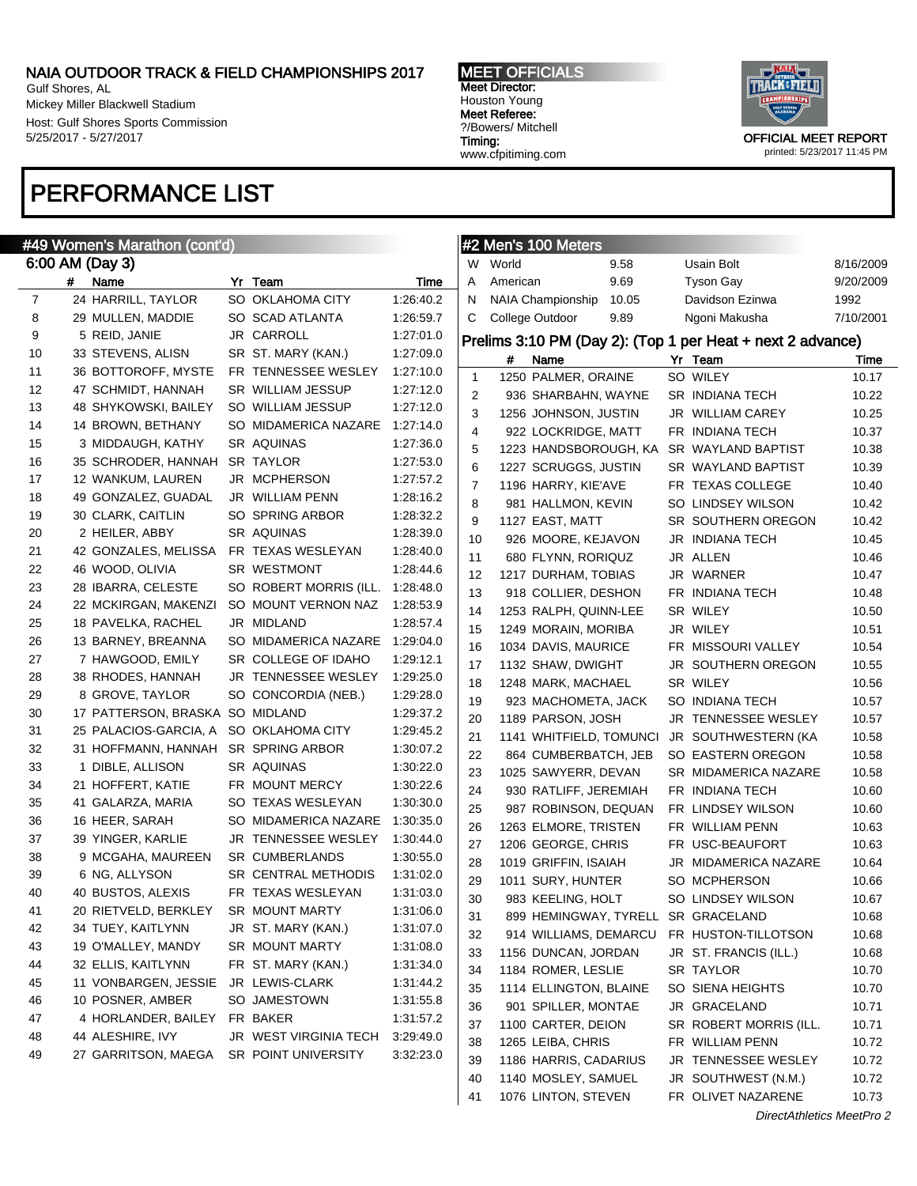# NAIA OUTDOOR TRACK & FIELD CHAMPIONSHIPS 2017

Gulf Shores, AL
Mickey Miller Blackwell Stadium
Host: Gulf Shores Sports Commission
5/25/2017 - 5/27/2017

**MEET OFFICIALS**
Meet Director:
Houston Young
Meet Referee:
?/Bowers/ Mitchell
Timing:
www.cfpitiming.com

OFFICIAL MEET REPORT
printed: 5/23/2017 11:45 PM

# PERFORMANCE LIST

## #49 Women's Marathon (cont'd)

### 6:00 AM (Day 3)

| | # | Name | Yr | Team | Time |
|---|---|---|---|---|---|
| 7 | 24 | HARRILL, TAYLOR | SO | OKLAHOMA CITY | 1:26:40.2 |
| 8 | 29 | MULLEN, MADDIE | SO | SCAD ATLANTA | 1:26:59.7 |
| 9 | 5 | REID, JANIE | JR | CARROLL | 1:27:01.0 |
| 10 | 33 | STEVENS, ALISN | SR | ST. MARY (KAN.) | 1:27:09.0 |
| 11 | 36 | BOTTOROFF, MYSTE | FR | TENNESSEE WESLEY | 1:27:10.0 |
| 12 | 47 | SCHMIDT, HANNAH | SR | WILLIAM JESSUP | 1:27:12.0 |
| 13 | 48 | SHYKOWSKI, BAILEY | SO | WILLIAM JESSUP | 1:27:12.0 |
| 14 | 14 | BROWN, BETHANY | SO | MIDAMERICA NAZARE | 1:27:14.0 |
| 15 | 3 | MIDDAUGH, KATHY | SR | AQUINAS | 1:27:36.0 |
| 16 | 35 | SCHRODER, HANNAH | SR | TAYLOR | 1:27:53.0 |
| 17 | 12 | WANKUM, LAUREN | JR | MCPHERSON | 1:27:57.2 |
| 18 | 49 | GONZALEZ, GUADAL | JR | WILLIAM PENN | 1:28:16.2 |
| 19 | 30 | CLARK, CAITLIN | SO | SPRING ARBOR | 1:28:32.2 |
| 20 | 2 | HEILER, ABBY | SR | AQUINAS | 1:28:39.0 |
| 21 | 42 | GONZALES, MELISSA | FR | TEXAS WESLEYAN | 1:28:40.0 |
| 22 | 46 | WOOD, OLIVIA | SR | WESTMONT | 1:28:44.6 |
| 23 | 28 | IBARRA, CELESTE | SO | ROBERT MORRIS (ILL. | 1:28:48.0 |
| 24 | 22 | MCKIRGAN, MAKENZI | SO | MOUNT VERNON NAZ | 1:28:53.9 |
| 25 | 18 | PAVELKA, RACHEL | JR | MIDLAND | 1:28:57.4 |
| 26 | 13 | BARNEY, BREANNA | SO | MIDAMERICA NAZARE | 1:29:04.0 |
| 27 | 7 | HAWGOOD, EMILY | SR | COLLEGE OF IDAHO | 1:29:12.1 |
| 28 | 38 | RHODES, HANNAH | JR | TENNESSEE WESLEY | 1:29:25.0 |
| 29 | 8 | GROVE, TAYLOR | SO | CONCORDIA (NEB.) | 1:29:28.0 |
| 30 | 17 | PATTERSON, BRASKA | SO | MIDLAND | 1:29:37.2 |
| 31 | 25 | PALACIOS-GARCIA, A | SO | OKLAHOMA CITY | 1:29:45.2 |
| 32 | 31 | HOFFMANN, HANNAH | SR | SPRING ARBOR | 1:30:07.2 |
| 33 | 1 | DIBLE, ALLISON | SR | AQUINAS | 1:30:22.0 |
| 34 | 21 | HOFFERT, KATIE | FR | MOUNT MERCY | 1:30:22.6 |
| 35 | 41 | GALARZA, MARIA | SO | TEXAS WESLEYAN | 1:30:30.0 |
| 36 | 16 | HEER, SARAH | SO | MIDAMERICA NAZARE | 1:30:35.0 |
| 37 | 39 | YINGER, KARLIE | JR | TENNESSEE WESLEY | 1:30:44.0 |
| 38 | 9 | MCGAHA, MAUREEN | SR | CUMBERLANDS | 1:30:55.0 |
| 39 | 6 | NG, ALLYSON | SR | CENTRAL METHODIS | 1:31:02.0 |
| 40 | 40 | BUSTOS, ALEXIS | FR | TEXAS WESLEYAN | 1:31:03.0 |
| 41 | 20 | RIETVELD, BERKLEY | SR | MOUNT MARTY | 1:31:06.0 |
| 42 | 34 | TUEY, KAITLYNN | JR | ST. MARY (KAN.) | 1:31:07.0 |
| 43 | 19 | O'MALLEY, MANDY | SR | MOUNT MARTY | 1:31:08.0 |
| 44 | 32 | ELLIS, KAITLYNN | FR | ST. MARY (KAN.) | 1:31:34.0 |
| 45 | 11 | VONBARGEN, JESSIE | JR | LEWIS-CLARK | 1:31:44.2 |
| 46 | 10 | POSNER, AMBER | SO | JAMESTOWN | 1:31:55.8 |
| 47 | 4 | HORLANDER, BAILEY | FR | BAKER | 1:31:57.2 |
| 48 | 44 | ALESHIRE, IVY | JR | WEST VIRGINIA TECH | 3:29:49.0 |
| 49 | 27 | GARRITSON, MAEGA | SR | POINT UNIVERSITY | 3:32:23.0 |

## #2 Men's 100 Meters

| | | | | |
|---|---|---|---|---|
| W | World | 9.58 | Usain Bolt | 8/16/2009 |
| A | American | 9.69 | Tyson Gay | 9/20/2009 |
| N | NAIA Championship | 10.05 | Davidson Ezinwa | 1992 |
| C | College Outdoor | 9.89 | Ngoni Makusha | 7/10/2001 |

### Prelims 3:10 PM (Day 2): (Top 1 per Heat + next 2 advance)

| | # | Name | Yr | Team | Time |
|---|---|---|---|---|---|
| 1 | 1250 | PALMER, ORAINE | SO | WILEY | 10.17 |
| 2 | 936 | SHARBAHN, WAYNE | SR | INDIANA TECH | 10.22 |
| 3 | 1256 | JOHNSON, JUSTIN | JR | WILLIAM CAREY | 10.25 |
| 4 | 922 | LOCKRIDGE, MATT | FR | INDIANA TECH | 10.37 |
| 5 | 1223 | HANDSBOROUGH, KA | SR | WAYLAND BAPTIST | 10.38 |
| 6 | 1227 | SCRUGGS, JUSTIN | SR | WAYLAND BAPTIST | 10.39 |
| 7 | 1196 | HARRY, KIE'AVE | FR | TEXAS COLLEGE | 10.40 |
| 8 | 981 | HALLMON, KEVIN | SO | LINDSEY WILSON | 10.42 |
| 9 | 1127 | EAST, MATT | SR | SOUTHERN OREGON | 10.42 |
| 10 | 926 | MOORE, KEJAVON | JR | INDIANA TECH | 10.45 |
| 11 | 680 | FLYNN, RORIQUZ | JR | ALLEN | 10.46 |
| 12 | 1217 | DURHAM, TOBIAS | JR | WARNER | 10.47 |
| 13 | 918 | COLLIER, DESHON | FR | INDIANA TECH | 10.48 |
| 14 | 1253 | RALPH, QUINN-LEE | SR | WILEY | 10.50 |
| 15 | 1249 | MORAIN, MORIBA | JR | WILEY | 10.51 |
| 16 | 1034 | DAVIS, MAURICE | FR | MISSOURI VALLEY | 10.54 |
| 17 | 1132 | SHAW, DWIGHT | JR | SOUTHERN OREGON | 10.55 |
| 18 | 1248 | MARK, MACHAEL | SR | WILEY | 10.56 |
| 19 | 923 | MACHOMETA, JACK | SO | INDIANA TECH | 10.57 |
| 20 | 1189 | PARSON, JOSH | JR | TENNESSEE WESLEY | 10.57 |
| 21 | 1141 | WHITFIELD, TOMUNCI | JR | SOUTHWESTERN (KA | 10.58 |
| 22 | 864 | CUMBERBATCH, JEB | SO | EASTERN OREGON | 10.58 |
| 23 | 1025 | SAWYERR, DEVAN | SR | MIDAMERICA NAZARE | 10.58 |
| 24 | 930 | RATLIFF, JEREMIAH | FR | INDIANA TECH | 10.60 |
| 25 | 987 | ROBINSON, DEQUAN | FR | LINDSEY WILSON | 10.60 |
| 26 | 1263 | ELMORE, TRISTEN | FR | WILLIAM PENN | 10.63 |
| 27 | 1206 | GEORGE, CHRIS | FR | USC-BEAUFORT | 10.63 |
| 28 | 1019 | GRIFFIN, ISAIAH | JR | MIDAMERICA NAZARE | 10.64 |
| 29 | 1011 | SURY, HUNTER | SO | MCPHERSON | 10.66 |
| 30 | 983 | KEELING, HOLT | SO | LINDSEY WILSON | 10.67 |
| 31 | 899 | HEMINGWAY, TYRELL | SR | GRACELAND | 10.68 |
| 32 | 914 | WILLIAMS, DEMARCU | FR | HUSTON-TILLOTSON | 10.68 |
| 33 | 1156 | DUNCAN, JORDAN | JR | ST. FRANCIS (ILL.) | 10.68 |
| 34 | 1184 | ROMER, LESLIE | SR | TAYLOR | 10.70 |
| 35 | 1114 | ELLINGTON, BLAINE | SO | SIENA HEIGHTS | 10.70 |
| 36 | 901 | SPILLER, MONTAE | JR | GRACELAND | 10.71 |
| 37 | 1100 | CARTER, DEION | SR | ROBERT MORRIS (ILL. | 10.71 |
| 38 | 1265 | LEIBA, CHRIS | FR | WILLIAM PENN | 10.72 |
| 39 | 1186 | HARRIS, CADARIUS | JR | TENNESSEE WESLEY | 10.72 |
| 40 | 1140 | MOSLEY, SAMUEL | JR | SOUTHWEST (N.M.) | 10.72 |
| 41 | 1076 | LINTON, STEVEN | FR | OLIVET NAZARENE | 10.73 |

*DirectAthletics MeetPro 2*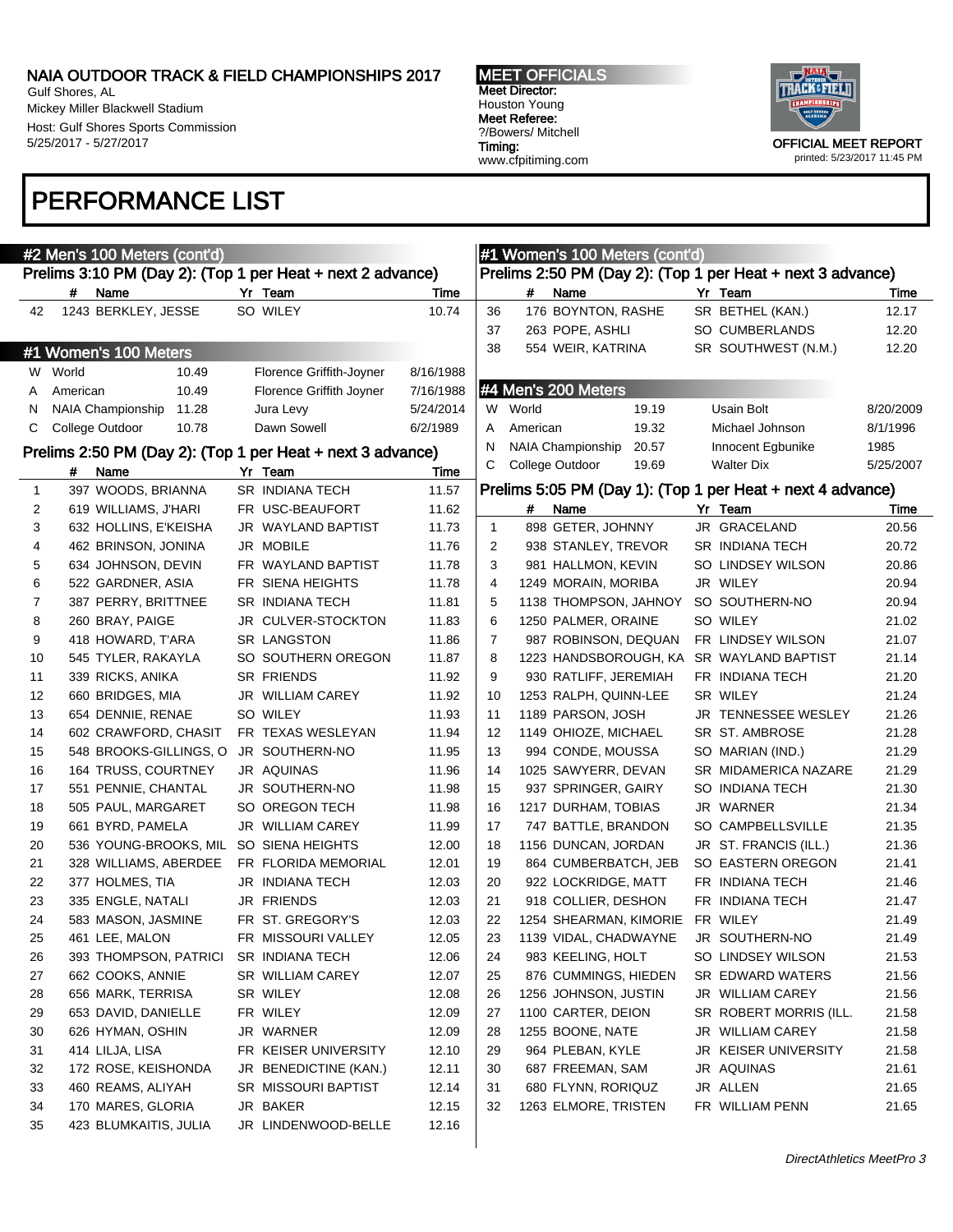## PERFORMANCE LIST

### #2 Men's 100 Meters (cont'd)

**Prelims 3:10 PM (Day 2): (Top 1 per Heat + next 2 advance)**

| | # | Name | Yr | Team | Time |
|---|---|---|---|---|---|
| 42 | 1243 | BERKLEY, JESSE | SO | WILEY | 10.74 |

### #1 Women's 100 Meters

| | | Mark | Holder | Date |
|---|---|---|---|---|
| W | World | 10.49 | Florence Griffith-Joyner | 8/16/1988 |
| A | American | 10.49 | Florence Griffith Joyner | 7/16/1988 |
| N | NAIA Championship | 11.28 | Jura Levy | 5/24/2014 |
| C | College Outdoor | 10.78 | Dawn Sowell | 6/2/1989 |

**Prelims 2:50 PM (Day 2): (Top 1 per Heat + next 3 advance)**

| | # | Name | Yr | Team | Time |
|---|---|---|---|---|---|
| 1 | 397 | WOODS, BRIANNA | SR | INDIANA TECH | 11.57 |
| 2 | 619 | WILLIAMS, J'HARI | FR | USC-BEAUFORT | 11.62 |
| 3 | 632 | HOLLINS, E'KEISHA | JR | WAYLAND BAPTIST | 11.73 |
| 4 | 462 | BRINSON, JONINA | JR | MOBILE | 11.76 |
| 5 | 634 | JOHNSON, DEVIN | FR | WAYLAND BAPTIST | 11.78 |
| 6 | 522 | GARDNER, ASIA | FR | SIENA HEIGHTS | 11.78 |
| 7 | 387 | PERRY, BRITTNEE | SR | INDIANA TECH | 11.81 |
| 8 | 260 | BRAY, PAIGE | JR | CULVER-STOCKTON | 11.83 |
| 9 | 418 | HOWARD, T'ARA | SR | LANGSTON | 11.86 |
| 10 | 545 | TYLER, RAKAYLA | SO | SOUTHERN OREGON | 11.87 |
| 11 | 339 | RICKS, ANIKA | SR | FRIENDS | 11.92 |
| 12 | 660 | BRIDGES, MIA | JR | WILLIAM CAREY | 11.92 |
| 13 | 654 | DENNIE, RENAE | SO | WILEY | 11.93 |
| 14 | 602 | CRAWFORD, CHASIT | FR | TEXAS WESLEYAN | 11.94 |
| 15 | 548 | BROOKS-GILLINGS, O | JR | SOUTHERN-NO | 11.95 |
| 16 | 164 | TRUSS, COURTNEY | JR | AQUINAS | 11.96 |
| 17 | 551 | PENNIE, CHANTAL | JR | SOUTHERN-NO | 11.98 |
| 18 | 505 | PAUL, MARGARET | SO | OREGON TECH | 11.98 |
| 19 | 661 | BYRD, PAMELA | JR | WILLIAM CAREY | 11.99 |
| 20 | 536 | YOUNG-BROOKS, MIL | SO | SIENA HEIGHTS | 12.00 |
| 21 | 328 | WILLIAMS, ABERDEE | FR | FLORIDA MEMORIAL | 12.01 |
| 22 | 377 | HOLMES, TIA | JR | INDIANA TECH | 12.03 |
| 23 | 335 | ENGLE, NATALI | JR | FRIENDS | 12.03 |
| 24 | 583 | MASON, JASMINE | FR | ST. GREGORY'S | 12.03 |
| 25 | 461 | LEE, MALON | FR | MISSOURI VALLEY | 12.05 |
| 26 | 393 | THOMPSON, PATRICI | SR | INDIANA TECH | 12.06 |
| 27 | 662 | COOKS, ANNIE | SR | WILLIAM CAREY | 12.07 |
| 28 | 656 | MARK, TERRISA | SR | WILEY | 12.08 |
| 29 | 653 | DAVID, DANIELLE | FR | WILEY | 12.09 |
| 30 | 626 | HYMAN, OSHIN | JR | WARNER | 12.09 |
| 31 | 414 | LILJA, LISA | FR | KEISER UNIVERSITY | 12.10 |
| 32 | 172 | ROSE, KEISHONDA | JR | BENEDICTINE (KAN.) | 12.11 |
| 33 | 460 | REAMS, ALIYAH | SR | MISSOURI BAPTIST | 12.14 |
| 34 | 170 | MARES, GLORIA | JR | BAKER | 12.15 |
| 35 | 423 | BLUMKAITIS, JULIA | JR | LINDENWOOD-BELLE | 12.16 |
| 36 | 176 | BOYNTON, RASHE | SR | BETHEL (KAN.) | 12.17 |
| 37 | 263 | POPE, ASHLI | SO | CUMBERLANDS | 12.20 |
| 38 | 554 | WEIR, KATRINA | SR | SOUTHWEST (N.M.) | 12.20 |

### #4 Men's 200 Meters

| | | Mark | Holder | Date |
|---|---|---|---|---|
| W | World | 19.19 | Usain Bolt | 8/20/2009 |
| A | American | 19.32 | Michael Johnson | 8/1/1996 |
| N | NAIA Championship | 20.57 | Innocent Egbunike | 1985 |
| C | College Outdoor | 19.69 | Walter Dix | 5/25/2007 |

**Prelims 5:05 PM (Day 1): (Top 1 per Heat + next 4 advance)**

| | # | Name | Yr | Team | Time |
|---|---|---|---|---|---|
| 1 | 898 | GETER, JOHNNY | JR | GRACELAND | 20.56 |
| 2 | 938 | STANLEY, TREVOR | SR | INDIANA TECH | 20.72 |
| 3 | 981 | HALLMON, KEVIN | SO | LINDSEY WILSON | 20.86 |
| 4 | 1249 | MORAIN, MORIBA | JR | WILEY | 20.94 |
| 5 | 1138 | THOMPSON, JAHNOY | SO | SOUTHERN-NO | 20.94 |
| 6 | 1250 | PALMER, ORAINE | SO | WILEY | 21.02 |
| 7 | 987 | ROBINSON, DEQUAN | FR | LINDSEY WILSON | 21.07 |
| 8 | 1223 | HANDSBOROUGH, KA | SR | WAYLAND BAPTIST | 21.14 |
| 9 | 930 | RATLIFF, JEREMIAH | FR | INDIANA TECH | 21.20 |
| 10 | 1253 | RALPH, QUINN-LEE | SR | WILEY | 21.24 |
| 11 | 1189 | PARSON, JOSH | JR | TENNESSEE WESLEY | 21.26 |
| 12 | 1149 | OHIOZE, MICHAEL | SR | ST. AMBROSE | 21.28 |
| 13 | 994 | CONDE, MOUSSA | SO | MARIAN (IND.) | 21.29 |
| 14 | 1025 | SAWYERR, DEVAN | SR | MIDAMERICA NAZARE | 21.29 |
| 15 | 937 | SPRINGER, GAIRY | SO | INDIANA TECH | 21.30 |
| 16 | 1217 | DURHAM, TOBIAS | JR | WARNER | 21.34 |
| 17 | 747 | BATTLE, BRANDON | SO | CAMPBELLSVILLE | 21.35 |
| 18 | 1156 | DUNCAN, JORDAN | JR | ST. FRANCIS (ILL.) | 21.36 |
| 19 | 864 | CUMBERBATCH, JEB | SO | EASTERN OREGON | 21.41 |
| 20 | 922 | LOCKRIDGE, MATT | FR | INDIANA TECH | 21.46 |
| 21 | 918 | COLLIER, DESHON | FR | INDIANA TECH | 21.47 |
| 22 | 1254 | SHEARMAN, KIMORIE | FR | WILEY | 21.49 |
| 23 | 1139 | VIDAL, CHADWAYNE | JR | SOUTHERN-NO | 21.49 |
| 24 | 983 | KEELING, HOLT | SO | LINDSEY WILSON | 21.53 |
| 25 | 876 | CUMMINGS, HIEDEN | SR | EDWARD WATERS | 21.56 |
| 26 | 1256 | JOHNSON, JUSTIN | JR | WILLIAM CAREY | 21.56 |
| 27 | 1100 | CARTER, DEION | SR | ROBERT MORRIS (ILL. | 21.58 |
| 28 | 1255 | BOONE, NATE | JR | WILLIAM CAREY | 21.58 |
| 29 | 964 | PLEBAN, KYLE | JR | KEISER UNIVERSITY | 21.58 |
| 30 | 687 | FREEMAN, SAM | JR | AQUINAS | 21.61 |
| 31 | 680 | FLYNN, RORIQUZ | JR | ALLEN | 21.65 |
| 32 | 1263 | ELMORE, TRISTEN | FR | WILLIAM PENN | 21.65 |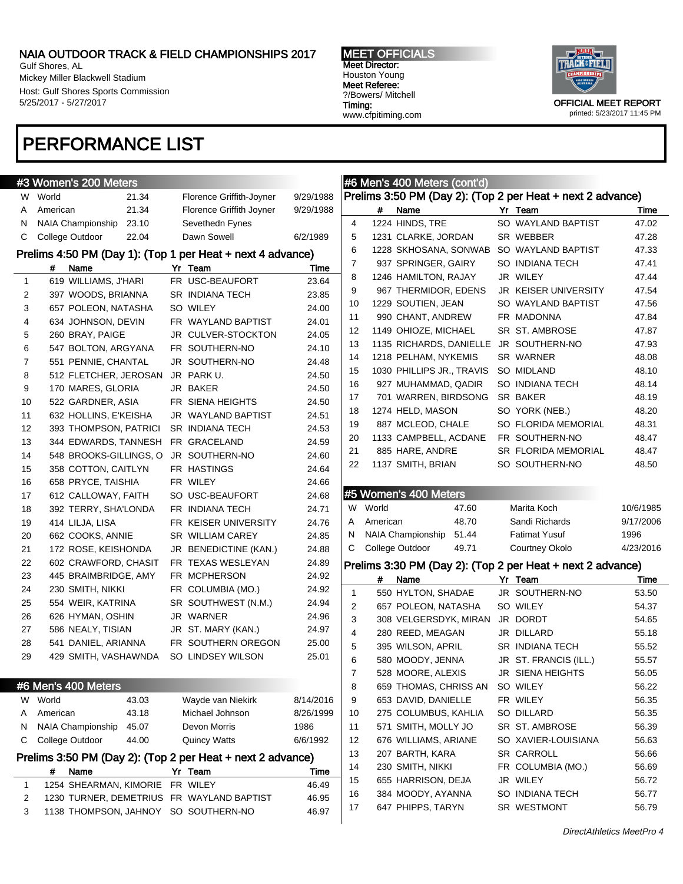# NAIA OUTDOOR TRACK & FIELD CHAMPIONSHIPS 2017

Gulf Shores, AL
Mickey Miller Blackwell Stadium
Host: Gulf Shores Sports Commission
5/25/2017 - 5/27/2017

**MEET OFFICIALS**
Meet Director:
Houston Young
Meet Referee:
?/Bowers/ Mitchell
Timing:
www.cfpitiming.com

OFFICIAL MEET REPORT
printed: 5/23/2017 11:45 PM

# PERFORMANCE LIST

## #3 Women's 200 Meters

| | | | | |
|---|---|---|---|---|
| W | World | 21.34 | Florence Griffith-Joyner | 9/29/1988 |
| A | American | 21.34 | Florence Griffith Joyner | 9/29/1988 |
| N | NAIA Championship | 23.10 | Sevethedn Fynes | |
| C | College Outdoor | 22.04 | Dawn Sowell | 6/2/1989 |

### Prelims 4:50 PM (Day 1): (Top 1 per Heat + next 4 advance)

| | # | Name | Yr | Team | Time |
|---|---|---|---|---|---|
| 1 | 619 | WILLIAMS, J'HARI | FR | USC-BEAUFORT | 23.64 |
| 2 | 397 | WOODS, BRIANNA | SR | INDIANA TECH | 23.85 |
| 3 | 657 | POLEON, NATASHA | SO | WILEY | 24.00 |
| 4 | 634 | JOHNSON, DEVIN | FR | WAYLAND BAPTIST | 24.01 |
| 5 | 260 | BRAY, PAIGE | JR | CULVER-STOCKTON | 24.05 |
| 6 | 547 | BOLTON, ARGYANA | FR | SOUTHERN-NO | 24.10 |
| 7 | 551 | PENNIE, CHANTAL | JR | SOUTHERN-NO | 24.48 |
| 8 | 512 | FLETCHER, JEROSAN | JR | PARK U. | 24.50 |
| 9 | 170 | MARES, GLORIA | JR | BAKER | 24.50 |
| 10 | 522 | GARDNER, ASIA | FR | SIENA HEIGHTS | 24.50 |
| 11 | 632 | HOLLINS, E'KEISHA | JR | WAYLAND BAPTIST | 24.51 |
| 12 | 393 | THOMPSON, PATRICI | SR | INDIANA TECH | 24.53 |
| 13 | 344 | EDWARDS, TANNESH | FR | GRACELAND | 24.59 |
| 14 | 548 | BROOKS-GILLINGS, O | JR | SOUTHERN-NO | 24.60 |
| 15 | 358 | COTTON, CAITLYN | FR | HASTINGS | 24.64 |
| 16 | 658 | PRYCE, TAISHIA | FR | WILEY | 24.66 |
| 17 | 612 | CALLOWAY, FAITH | SO | USC-BEAUFORT | 24.68 |
| 18 | 392 | TERRY, SHA'LONDA | FR | INDIANA TECH | 24.71 |
| 19 | 414 | LILJA, LISA | FR | KEISER UNIVERSITY | 24.76 |
| 20 | 662 | COOKS, ANNIE | SR | WILLIAM CAREY | 24.85 |
| 21 | 172 | ROSE, KEISHONDA | JR | BENEDICTINE (KAN.) | 24.88 |
| 22 | 602 | CRAWFORD, CHASIT | FR | TEXAS WESLEYAN | 24.89 |
| 23 | 445 | BRAIMBRIDGE, AMY | FR | MCPHERSON | 24.92 |
| 24 | 230 | SMITH, NIKKI | FR | COLUMBIA (MO.) | 24.92 |
| 25 | 554 | WEIR, KATRINA | SR | SOUTHWEST (N.M.) | 24.94 |
| 26 | 626 | HYMAN, OSHIN | JR | WARNER | 24.96 |
| 27 | 586 | NEALY, TISIAN | JR | ST. MARY (KAN.) | 24.97 |
| 28 | 541 | DANIEL, ARIANNA | FR | SOUTHERN OREGON | 25.00 |
| 29 | 429 | SMITH, VASHAWNDA | SO | LINDSEY WILSON | 25.01 |

## #6 Men's 400 Meters

| | | | | |
|---|---|---|---|---|
| W | World | 43.03 | Wayde van Niekirk | 8/14/2016 |
| A | American | 43.18 | Michael Johnson | 8/26/1999 |
| N | NAIA Championship | 45.07 | Devon Morris | 1986 |
| C | College Outdoor | 44.00 | Quincy Watts | 6/6/1992 |

### Prelims 3:50 PM (Day 2): (Top 2 per Heat + next 2 advance)

| | # | Name | Yr | Team | Time |
|---|---|---|---|---|---|
| 1 | 1254 | SHEARMAN, KIMORIE | FR | WILEY | 46.49 |
| 2 | 1230 | TURNER, DEMETRIUS | FR | WAYLAND BAPTIST | 46.95 |
| 3 | 1138 | THOMPSON, JAHNOY | SO | SOUTHERN-NO | 46.97 |
| 4 | 1224 | HINDS, TRE | SO | WAYLAND BAPTIST | 47.02 |
| 5 | 1231 | CLARKE, JORDAN | SR | WEBBER | 47.28 |
| 6 | 1228 | SKHOSANA, SONWAB | SO | WAYLAND BAPTIST | 47.33 |
| 7 | 937 | SPRINGER, GAIRY | SO | INDIANA TECH | 47.41 |
| 8 | 1246 | HAMILTON, RAJAY | JR | WILEY | 47.44 |
| 9 | 967 | THERMIDOR, EDENS | JR | KEISER UNIVERSITY | 47.54 |
| 10 | 1229 | SOUTIEN, JEAN | SO | WAYLAND BAPTIST | 47.56 |
| 11 | 990 | CHANT, ANDREW | FR | MADONNA | 47.84 |
| 12 | 1149 | OHIOZE, MICHAEL | SR | ST. AMBROSE | 47.87 |
| 13 | 1135 | RICHARDS, DANIELLE | JR | SOUTHERN-NO | 47.93 |
| 14 | 1218 | PELHAM, NYKEMIS | SR | WARNER | 48.08 |
| 15 | 1030 | PHILLIPS JR., TRAVIS | SO | MIDLAND | 48.10 |
| 16 | 927 | MUHAMMAD, QADIR | SO | INDIANA TECH | 48.14 |
| 17 | 701 | WARREN, BIRDSONG | SR | BAKER | 48.19 |
| 18 | 1274 | HELD, MASON | SO | YORK (NEB.) | 48.20 |
| 19 | 887 | MCLEOD, CHALE | SO | FLORIDA MEMORIAL | 48.31 |
| 20 | 1133 | CAMPBELL, ACDANE | FR | SOUTHERN-NO | 48.47 |
| 21 | 885 | HARE, ANDRE | SR | FLORIDA MEMORIAL | 48.47 |
| 22 | 1137 | SMITH, BRIAN | SO | SOUTHERN-NO | 48.50 |

## #5 Women's 400 Meters

| | | | | |
|---|---|---|---|---|
| W | World | 47.60 | Marita Koch | 10/6/1985 |
| A | American | 48.70 | Sandi Richards | 9/17/2006 |
| N | NAIA Championship | 51.44 | Fatimat Yusuf | 1996 |
| C | College Outdoor | 49.71 | Courtney Okolo | 4/23/2016 |

### Prelims 3:30 PM (Day 2): (Top 2 per Heat + next 2 advance)

| | # | Name | Yr | Team | Time |
|---|---|---|---|---|---|
| 1 | 550 | HYLTON, SHADAE | JR | SOUTHERN-NO | 53.50 |
| 2 | 657 | POLEON, NATASHA | SO | WILEY | 54.37 |
| 3 | 308 | VELGERSDYK, MIRAN | JR | DORDT | 54.65 |
| 4 | 280 | REED, MEAGAN | JR | DILLARD | 55.18 |
| 5 | 395 | WILSON, APRIL | SR | INDIANA TECH | 55.52 |
| 6 | 580 | MOODY, JENNA | JR | ST. FRANCIS (ILL.) | 55.57 |
| 7 | 528 | MOORE, ALEXIS | JR | SIENA HEIGHTS | 56.05 |
| 8 | 659 | THOMAS, CHRISS AN | SO | WILEY | 56.22 |
| 9 | 653 | DAVID, DANIELLE | FR | WILEY | 56.35 |
| 10 | 275 | COLUMBUS, KAHLIA | SO | DILLARD | 56.35 |
| 11 | 571 | SMITH, MOLLY JO | SR | ST. AMBROSE | 56.39 |
| 12 | 676 | WILLIAMS, ARIANE | SO | XAVIER-LOUISIANA | 56.63 |
| 13 | 207 | BARTH, KARA | SR | CARROLL | 56.66 |
| 14 | 230 | SMITH, NIKKI | FR | COLUMBIA (MO.) | 56.69 |
| 15 | 655 | HARRISON, DEJA | JR | WILEY | 56.72 |
| 16 | 384 | MOODY, AYANNA | SO | INDIANA TECH | 56.77 |
| 17 | 647 | PHIPPS, TARYN | SR | WESTMONT | 56.79 |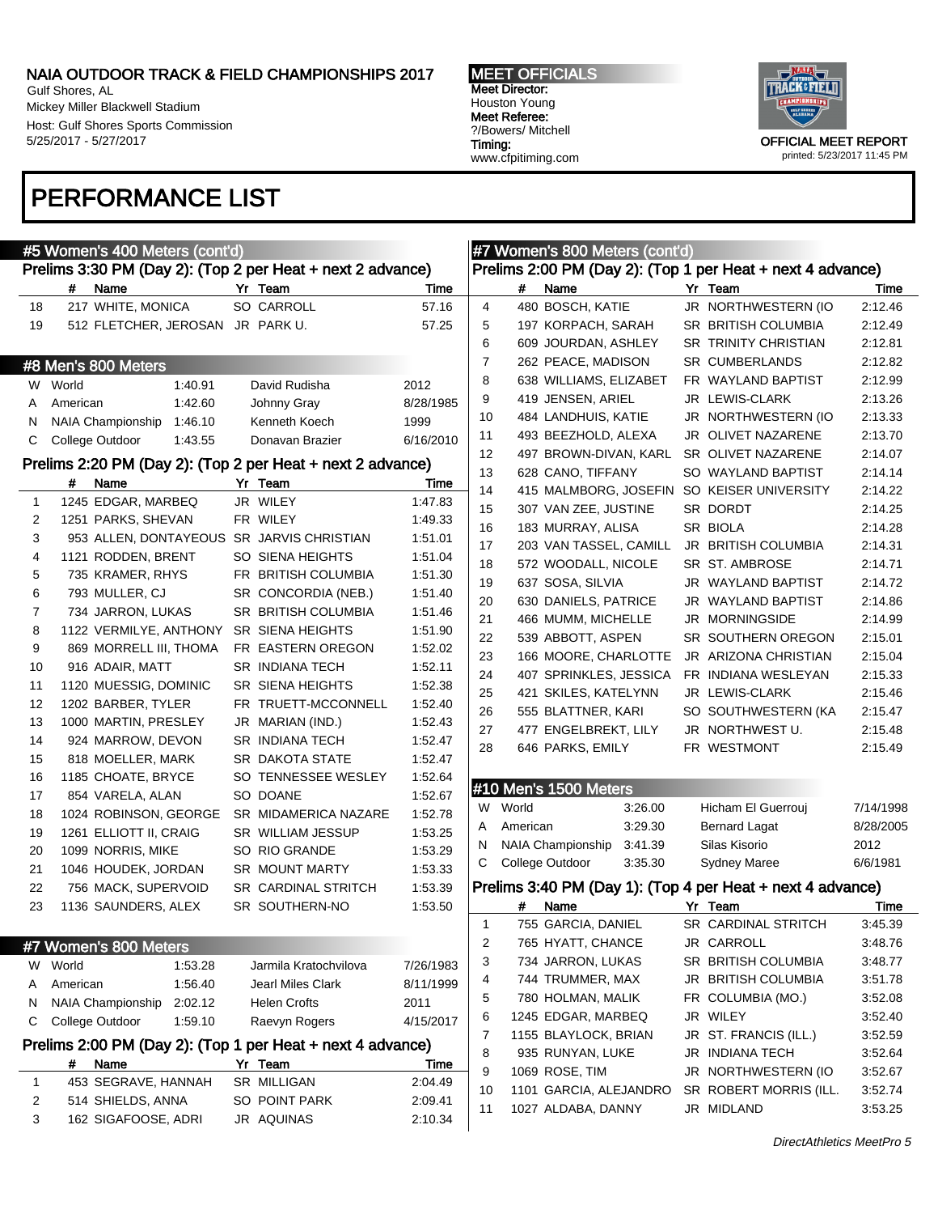## PERFORMANCE LIST

### #5 Women's 400 Meters (cont'd)

Prelims 3:30 PM (Day 2): (Top 2 per Heat + next 2 advance)

| | # | Name | Yr | Team | Time |
|---|---|---|---|---|---|
| 18 | 217 | WHITE, MONICA | SO | CARROLL | 57.16 |
| 19 | 512 | FLETCHER, JEROSAN | JR | PARK U. | 57.25 |

### #8 Men's 800 Meters

| | | Mark | Holder | Date |
|---|---|---|---|---|
| W | World | 1:40.91 | David Rudisha | 2012 |
| A | American | 1:42.60 | Johnny Gray | 8/28/1985 |
| N | NAIA Championship | 1:46.10 | Kenneth Koech | 1999 |
| C | College Outdoor | 1:43.55 | Donavan Brazier | 6/16/2010 |

Prelims 2:20 PM (Day 2): (Top 2 per Heat + next 2 advance)

| | # | Name | Yr | Team | Time |
|---|---|---|---|---|---|
| 1 | 1245 | EDGAR, MARBEQ | JR | WILEY | 1:47.83 |
| 2 | 1251 | PARKS, SHEVAN | FR | WILEY | 1:49.33 |
| 3 | 953 | ALLEN, DONTAYEOUS | SR | JARVIS CHRISTIAN | 1:51.01 |
| 4 | 1121 | RODDEN, BRENT | SO | SIENA HEIGHTS | 1:51.04 |
| 5 | 735 | KRAMER, RHYS | FR | BRITISH COLUMBIA | 1:51.30 |
| 6 | 793 | MULLER, CJ | SR | CONCORDIA (NEB.) | 1:51.40 |
| 7 | 734 | JARRON, LUKAS | SR | BRITISH COLUMBIA | 1:51.46 |
| 8 | 1122 | VERMILYE, ANTHONY | SR | SIENA HEIGHTS | 1:51.90 |
| 9 | 869 | MORRELL III, THOMA | FR | EASTERN OREGON | 1:52.02 |
| 10 | 916 | ADAIR, MATT | SR | INDIANA TECH | 1:52.11 |
| 11 | 1120 | MUESSIG, DOMINIC | SR | SIENA HEIGHTS | 1:52.38 |
| 12 | 1202 | BARBER, TYLER | FR | TRUETT-MCCONNELL | 1:52.40 |
| 13 | 1000 | MARTIN, PRESLEY | JR | MARIAN (IND.) | 1:52.43 |
| 14 | 924 | MARROW, DEVON | SR | INDIANA TECH | 1:52.47 |
| 15 | 818 | MOELLER, MARK | SR | DAKOTA STATE | 1:52.47 |
| 16 | 1185 | CHOATE, BRYCE | SO | TENNESSEE WESLEY | 1:52.64 |
| 17 | 854 | VARELA, ALAN | SO | DOANE | 1:52.67 |
| 18 | 1024 | ROBINSON, GEORGE | SR | MIDAMERICA NAZARE | 1:52.78 |
| 19 | 1261 | ELLIOTT II, CRAIG | SR | WILLIAM JESSUP | 1:53.25 |
| 20 | 1099 | NORRIS, MIKE | SO | RIO GRANDE | 1:53.29 |
| 21 | 1046 | HOUDEK, JORDAN | SR | MOUNT MARTY | 1:53.33 |
| 22 | 756 | MACK, SUPERVOID | SR | CARDINAL STRITCH | 1:53.39 |
| 23 | 1136 | SAUNDERS, ALEX | SR | SOUTHERN-NO | 1:53.50 |

### #7 Women's 800 Meters

| | | Mark | Holder | Date |
|---|---|---|---|---|
| W | World | 1:53.28 | Jarmila Kratochvilova | 7/26/1983 |
| A | American | 1:56.40 | Jearl Miles Clark | 8/11/1999 |
| N | NAIA Championship | 2:02.12 | Helen Crofts | 2011 |
| C | College Outdoor | 1:59.10 | Raevyn Rogers | 4/15/2017 |

Prelims 2:00 PM (Day 2): (Top 1 per Heat + next 4 advance)

| | # | Name | Yr | Team | Time |
|---|---|---|---|---|---|
| 1 | 453 | SEGRAVE, HANNAH | SR | MILLIGAN | 2:04.49 |
| 2 | 514 | SHIELDS, ANNA | SO | POINT PARK | 2:09.41 |
| 3 | 162 | SIGAFOOSE, ADRI | JR | AQUINAS | 2:10.34 |
| 4 | 480 | BOSCH, KATIE | JR | NORTHWESTERN (IO | 2:12.46 |
| 5 | 197 | KORPACH, SARAH | SR | BRITISH COLUMBIA | 2:12.49 |
| 6 | 609 | JOURDAN, ASHLEY | SR | TRINITY CHRISTIAN | 2:12.81 |
| 7 | 262 | PEACE, MADISON | SR | CUMBERLANDS | 2:12.82 |
| 8 | 638 | WILLIAMS, ELIZABET | FR | WAYLAND BAPTIST | 2:12.99 |
| 9 | 419 | JENSEN, ARIEL | JR | LEWIS-CLARK | 2:13.26 |
| 10 | 484 | LANDHUIS, KATIE | JR | NORTHWESTERN (IO | 2:13.33 |
| 11 | 493 | BEEZHOLD, ALEXA | JR | OLIVET NAZARENE | 2:13.70 |
| 12 | 497 | BROWN-DIVAN, KARL | SR | OLIVET NAZARENE | 2:14.07 |
| 13 | 628 | CANO, TIFFANY | SO | WAYLAND BAPTIST | 2:14.14 |
| 14 | 415 | MALMBORG, JOSEFIN | SO | KEISER UNIVERSITY | 2:14.22 |
| 15 | 307 | VAN ZEE, JUSTINE | SR | DORDT | 2:14.25 |
| 16 | 183 | MURRAY, ALISA | SR | BIOLA | 2:14.28 |
| 17 | 203 | VAN TASSEL, CAMILL | JR | BRITISH COLUMBIA | 2:14.31 |
| 18 | 572 | WOODALL, NICOLE | SR | ST. AMBROSE | 2:14.71 |
| 19 | 637 | SOSA, SILVIA | JR | WAYLAND BAPTIST | 2:14.72 |
| 20 | 630 | DANIELS, PATRICE | JR | WAYLAND BAPTIST | 2:14.86 |
| 21 | 466 | MUMM, MICHELLE | JR | MORNINGSIDE | 2:14.99 |
| 22 | 539 | ABBOTT, ASPEN | SR | SOUTHERN OREGON | 2:15.01 |
| 23 | 166 | MOORE, CHARLOTTE | JR | ARIZONA CHRISTIAN | 2:15.04 |
| 24 | 407 | SPRINKLES, JESSICA | FR | INDIANA WESLEYAN | 2:15.33 |
| 25 | 421 | SKILES, KATELYNN | JR | LEWIS-CLARK | 2:15.46 |
| 26 | 555 | BLATTNER, KARI | SO | SOUTHWESTERN (KA | 2:15.47 |
| 27 | 477 | ENGELBREKT, LILY | JR | NORTHWEST U. | 2:15.48 |
| 28 | 646 | PARKS, EMILY | FR | WESTMONT | 2:15.49 |

### #10 Men's 1500 Meters

| | | Mark | Holder | Date |
|---|---|---|---|---|
| W | World | 3:26.00 | Hicham El Guerrouj | 7/14/1998 |
| A | American | 3:29.30 | Bernard Lagat | 8/28/2005 |
| N | NAIA Championship | 3:41.39 | Silas Kisorio | 2012 |
| C | College Outdoor | 3:35.30 | Sydney Maree | 6/6/1981 |

Prelims 3:40 PM (Day 1): (Top 4 per Heat + next 4 advance)

| | # | Name | Yr | Team | Time |
|---|---|---|---|---|---|
| 1 | 755 | GARCIA, DANIEL | SR | CARDINAL STRITCH | 3:45.39 |
| 2 | 765 | HYATT, CHANCE | JR | CARROLL | 3:48.76 |
| 3 | 734 | JARRON, LUKAS | SR | BRITISH COLUMBIA | 3:48.77 |
| 4 | 744 | TRUMMER, MAX | JR | BRITISH COLUMBIA | 3:51.78 |
| 5 | 780 | HOLMAN, MALIK | FR | COLUMBIA (MO.) | 3:52.08 |
| 6 | 1245 | EDGAR, MARBEQ | JR | WILEY | 3:52.40 |
| 7 | 1155 | BLAYLOCK, BRIAN | JR | ST. FRANCIS (ILL.) | 3:52.59 |
| 8 | 935 | RUNYAN, LUKE | JR | INDIANA TECH | 3:52.64 |
| 9 | 1069 | ROSE, TIM | JR | NORTHWESTERN (IO | 3:52.67 |
| 10 | 1101 | GARCIA, ALEJANDRO | SR | ROBERT MORRIS (ILL. | 3:52.74 |
| 11 | 1027 | ALDABA, DANNY | JR | MIDLAND | 3:53.25 |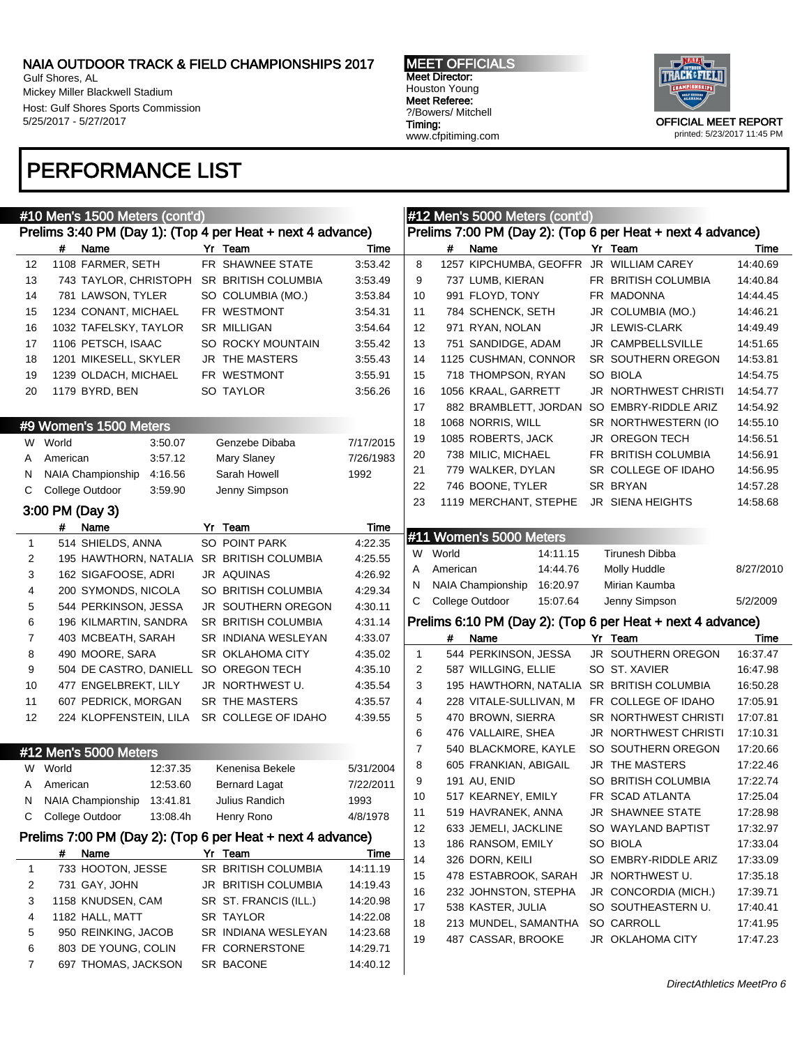# PERFORMANCE LIST

## #10 Men's 1500 Meters (cont'd)

### Prelims 3:40 PM (Day 1): (Top 4 per Heat + next 4 advance)

| | # | Name | Yr | Team | Time |
|---|---|---|---|---|---|
| 12 | 1108 | FARMER, SETH | FR | SHAWNEE STATE | 3:53.42 |
| 13 | 743 | TAYLOR, CHRISTOPH | SR | BRITISH COLUMBIA | 3:53.49 |
| 14 | 781 | LAWSON, TYLER | SO | COLUMBIA (MO.) | 3:53.84 |
| 15 | 1234 | CONANT, MICHAEL | FR | WESTMONT | 3:54.31 |
| 16 | 1032 | TAFELSKY, TAYLOR | SR | MILLIGAN | 3:54.64 |
| 17 | 1106 | PETSCH, ISAAC | SO | ROCKY MOUNTAIN | 3:55.42 |
| 18 | 1201 | MIKESELL, SKYLER | JR | THE MASTERS | 3:55.43 |
| 19 | 1239 | OLDACH, MICHAEL | FR | WESTMONT | 3:55.91 |
| 20 | 1179 | BYRD, BEN | SO | TAYLOR | 3:56.26 |

## #9 Women's 1500 Meters

| | | Mark | Name | Date |
|---|---|---|---|---|
| W | World | 3:50.07 | Genzebe Dibaba | 7/17/2015 |
| A | American | 3:57.12 | Mary Slaney | 7/26/1983 |
| N | NAIA Championship | 4:16.56 | Sarah Howell | 1992 |
| C | College Outdoor | 3:59.90 | Jenny Simpson | |

### 3:00 PM (Day 3)

| | # | Name | Yr | Team | Time |
|---|---|---|---|---|---|
| 1 | 514 | SHIELDS, ANNA | SO | POINT PARK | 4:22.35 |
| 2 | 195 | HAWTHORN, NATALIA | SR | BRITISH COLUMBIA | 4:25.55 |
| 3 | 162 | SIGAFOOSE, ADRI | JR | AQUINAS | 4:26.92 |
| 4 | 200 | SYMONDS, NICOLA | SO | BRITISH COLUMBIA | 4:29.34 |
| 5 | 544 | PERKINSON, JESSA | JR | SOUTHERN OREGON | 4:30.11 |
| 6 | 196 | KILMARTIN, SANDRA | SR | BRITISH COLUMBIA | 4:31.14 |
| 7 | 403 | MCBEATH, SARAH | SR | INDIANA WESLEYAN | 4:33.07 |
| 8 | 490 | MOORE, SARA | SR | OKLAHOMA CITY | 4:35.02 |
| 9 | 504 | DE CASTRO, DANIELL | SO | OREGON TECH | 4:35.10 |
| 10 | 477 | ENGELBREKT, LILY | JR | NORTHWEST U. | 4:35.54 |
| 11 | 607 | PEDRICK, MORGAN | SR | THE MASTERS | 4:35.57 |
| 12 | 224 | KLOPFENSTEIN, LILA | SR | COLLEGE OF IDAHO | 4:39.55 |

## #12 Men's 5000 Meters

| | | Mark | Name | Date |
|---|---|---|---|---|
| W | World | 12:37.35 | Kenenisa Bekele | 5/31/2004 |
| A | American | 12:53.60 | Bernard Lagat | 7/22/2011 |
| N | NAIA Championship | 13:41.81 | Julius Randich | 1993 |
| C | College Outdoor | 13:08.4h | Henry Rono | 4/8/1978 |

### Prelims 7:00 PM (Day 2): (Top 6 per Heat + next 4 advance)

| | # | Name | Yr | Team | Time |
|---|---|---|---|---|---|
| 1 | 733 | HOOTON, JESSE | SR | BRITISH COLUMBIA | 14:11.19 |
| 2 | 731 | GAY, JOHN | JR | BRITISH COLUMBIA | 14:19.43 |
| 3 | 1158 | KNUDSEN, CAM | SR | ST. FRANCIS (ILL.) | 14:20.98 |
| 4 | 1182 | HALL, MATT | SR | TAYLOR | 14:22.08 |
| 5 | 950 | REINKING, JACOB | SR | INDIANA WESLEYAN | 14:23.68 |
| 6 | 803 | DE YOUNG, COLIN | FR | CORNERSTONE | 14:29.71 |
| 7 | 697 | THOMAS, JACKSON | SR | BACONE | 14:40.12 |

## #12 Men's 5000 Meters (cont'd)

### Prelims 7:00 PM (Day 2): (Top 6 per Heat + next 4 advance)

| | # | Name | Yr | Team | Time |
|---|---|---|---|---|---|
| 8 | 1257 | KIPCHUMBA, GEOFFR | JR | WILLIAM CAREY | 14:40.69 |
| 9 | 737 | LUMB, KIERAN | FR | BRITISH COLUMBIA | 14:40.84 |
| 10 | 991 | FLOYD, TONY | FR | MADONNA | 14:44.45 |
| 11 | 784 | SCHENCK, SETH | JR | COLUMBIA (MO.) | 14:46.21 |
| 12 | 971 | RYAN, NOLAN | JR | LEWIS-CLARK | 14:49.49 |
| 13 | 751 | SANDIDGE, ADAM | JR | CAMPBELLSVILLE | 14:51.65 |
| 14 | 1125 | CUSHMAN, CONNOR | SR | SOUTHERN OREGON | 14:53.81 |
| 15 | 718 | THOMPSON, RYAN | SO | BIOLA | 14:54.75 |
| 16 | 1056 | KRAAL, GARRETT | JR | NORTHWEST CHRISTI | 14:54.77 |
| 17 | 882 | BRAMBLETT, JORDAN | SO | EMBRY-RIDDLE ARIZ | 14:54.92 |
| 18 | 1068 | NORRIS, WILL | SR | NORTHWESTERN (IO | 14:55.10 |
| 19 | 1085 | ROBERTS, JACK | JR | OREGON TECH | 14:56.51 |
| 20 | 738 | MILIC, MICHAEL | FR | BRITISH COLUMBIA | 14:56.91 |
| 21 | 779 | WALKER, DYLAN | SR | COLLEGE OF IDAHO | 14:56.95 |
| 22 | 746 | BOONE, TYLER | SR | BRYAN | 14:57.28 |
| 23 | 1119 | MERCHANT, STEPHE | JR | SIENA HEIGHTS | 14:58.68 |

## #11 Women's 5000 Meters

| | | Mark | Name | Date |
|---|---|---|---|---|
| W | World | 14:11.15 | Tirunesh Dibba | |
| A | American | 14:44.76 | Molly Huddle | 8/27/2010 |
| N | NAIA Championship | 16:20.97 | Mirian Kaumba | |
| C | College Outdoor | 15:07.64 | Jenny Simpson | 5/2/2009 |

### Prelims 6:10 PM (Day 2): (Top 6 per Heat + next 4 advance)

| | # | Name | Yr | Team | Time |
|---|---|---|---|---|---|
| 1 | 544 | PERKINSON, JESSA | JR | SOUTHERN OREGON | 16:37.47 |
| 2 | 587 | WILLGING, ELLIE | SO | ST. XAVIER | 16:47.98 |
| 3 | 195 | HAWTHORN, NATALIA | SR | BRITISH COLUMBIA | 16:50.28 |
| 4 | 228 | VITALE-SULLIVAN, M | FR | COLLEGE OF IDAHO | 17:05.91 |
| 5 | 470 | BROWN, SIERRA | SR | NORTHWEST CHRISTI | 17:07.81 |
| 6 | 476 | VALLAIRE, SHEA | JR | NORTHWEST CHRISTI | 17:10.31 |
| 7 | 540 | BLACKMORE, KAYLE | SO | SOUTHERN OREGON | 17:20.66 |
| 8 | 605 | FRANKIAN, ABIGAIL | JR | THE MASTERS | 17:22.46 |
| 9 | 191 | AU, ENID | SO | BRITISH COLUMBIA | 17:22.74 |
| 10 | 517 | KEARNEY, EMILY | FR | SCAD ATLANTA | 17:25.04 |
| 11 | 519 | HAVRANEK, ANNA | JR | SHAWNEE STATE | 17:28.98 |
| 12 | 633 | JEMELI, JACKLINE | SO | WAYLAND BAPTIST | 17:32.97 |
| 13 | 186 | RANSOM, EMILY | SO | BIOLA | 17:33.04 |
| 14 | 326 | DORN, KEILI | SO | EMBRY-RIDDLE ARIZ | 17:33.09 |
| 15 | 478 | ESTABROOK, SARAH | JR | NORTHWEST U. | 17:35.18 |
| 16 | 232 | JOHNSTON, STEPHA | JR | CONCORDIA (MICH.) | 17:39.71 |
| 17 | 538 | KASTER, JULIA | SO | SOUTHEASTERN U. | 17:40.41 |
| 18 | 213 | MUNDEL, SAMANTHA | SO | CARROLL | 17:41.95 |
| 19 | 487 | CASSAR, BROOKE | JR | OKLAHOMA CITY | 17:47.23 |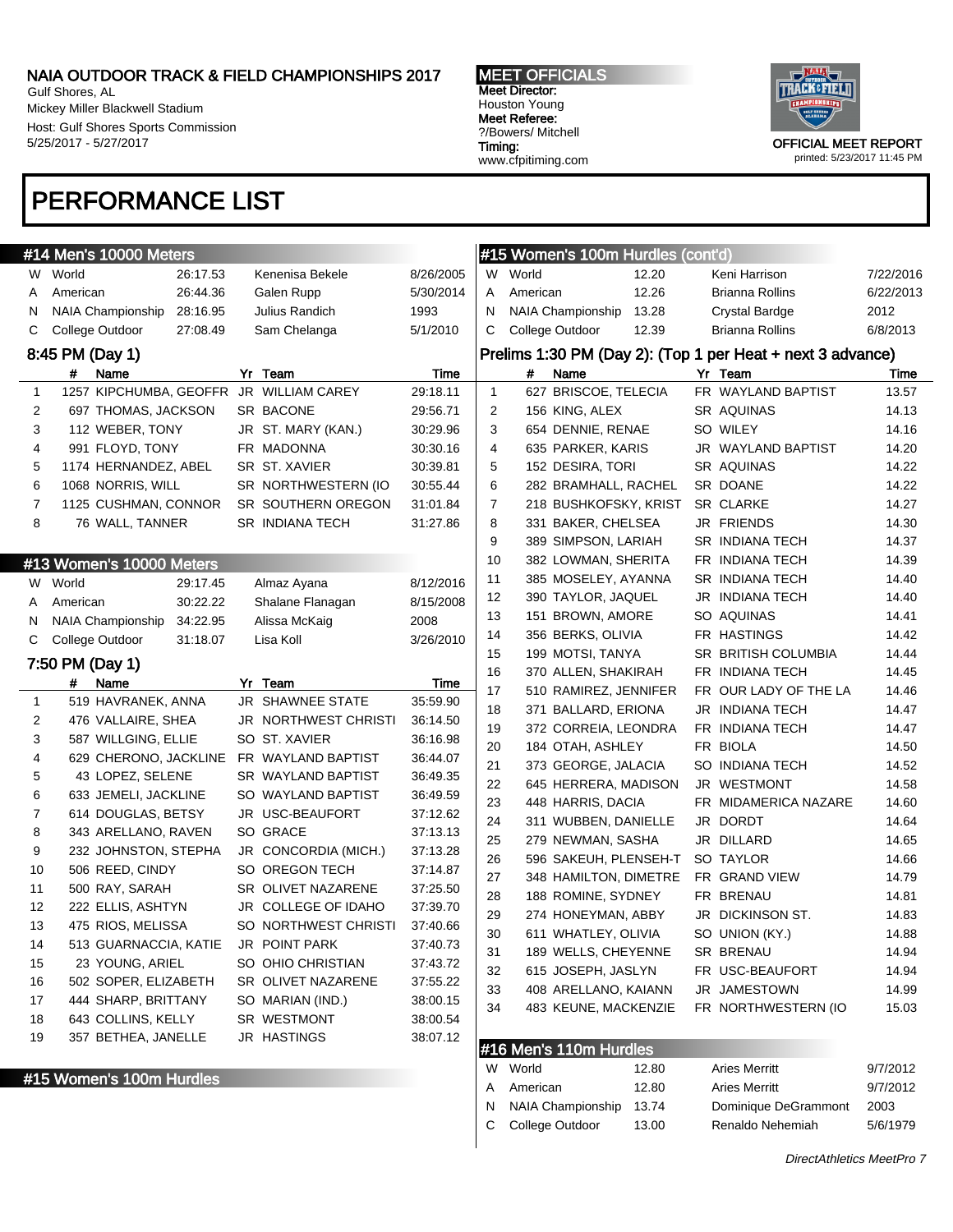# NAIA OUTDOOR TRACK & FIELD CHAMPIONSHIPS 2017

Gulf Shores, AL
Mickey Miller Blackwell Stadium
Host: Gulf Shores Sports Commission
5/25/2017 - 5/27/2017

**MEET OFFICIALS**
Meet Director:
Houston Young
Meet Referee:
?/Bowers/ Mitchell
Timing:
www.cfpitiming.com

OFFICIAL MEET REPORT
printed: 5/23/2017 11:45 PM

# PERFORMANCE LIST

## #14 Men's 10000 Meters

| | | | | |
|---|---|---|---|---|
| W | World | 26:17.53 | Kenenisa Bekele | 8/26/2005 |
| A | American | 26:44.36 | Galen Rupp | 5/30/2014 |
| N | NAIA Championship | 28:16.95 | Julius Randich | 1993 |
| C | College Outdoor | 27:08.49 | Sam Chelanga | 5/1/2010 |

### 8:45 PM (Day 1)

| | # | Name | Yr | Team | Time |
|---|---|---|---|---|---|
| 1 | 1257 | KIPCHUMBA, GEOFFR | JR | WILLIAM CAREY | 29:18.11 |
| 2 | 697 | THOMAS, JACKSON | SR | BACONE | 29:56.71 |
| 3 | 112 | WEBER, TONY | JR | ST. MARY (KAN.) | 30:29.96 |
| 4 | 991 | FLOYD, TONY | FR | MADONNA | 30:30.16 |
| 5 | 1174 | HERNANDEZ, ABEL | SR | ST. XAVIER | 30:39.81 |
| 6 | 1068 | NORRIS, WILL | SR | NORTHWESTERN (IO | 30:55.44 |
| 7 | 1125 | CUSHMAN, CONNOR | SR | SOUTHERN OREGON | 31:01.84 |
| 8 | 76 | WALL, TANNER | SR | INDIANA TECH | 31:27.86 |

## #13 Women's 10000 Meters

| | | | | |
|---|---|---|---|---|
| W | World | 29:17.45 | Almaz Ayana | 8/12/2016 |
| A | American | 30:22.22 | Shalane Flanagan | 8/15/2008 |
| N | NAIA Championship | 34:22.95 | Alissa McKaig | 2008 |
| C | College Outdoor | 31:18.07 | Lisa Koll | 3/26/2010 |

### 7:50 PM (Day 1)

| | # | Name | Yr | Team | Time |
|---|---|---|---|---|---|
| 1 | 519 | HAVRANEK, ANNA | JR | SHAWNEE STATE | 35:59.90 |
| 2 | 476 | VALLAIRE, SHEA | JR | NORTHWEST CHRISTI | 36:14.50 |
| 3 | 587 | WILLGING, ELLIE | SO | ST. XAVIER | 36:16.98 |
| 4 | 629 | CHERONO, JACKLINE | FR | WAYLAND BAPTIST | 36:44.07 |
| 5 | 43 | LOPEZ, SELENE | SR | WAYLAND BAPTIST | 36:49.35 |
| 6 | 633 | JEMELI, JACKLINE | SO | WAYLAND BAPTIST | 36:49.59 |
| 7 | 614 | DOUGLAS, BETSY | JR | USC-BEAUFORT | 37:12.62 |
| 8 | 343 | ARELLANO, RAVEN | SO | GRACE | 37:13.13 |
| 9 | 232 | JOHNSTON, STEPHA | JR | CONCORDIA (MICH.) | 37:13.28 |
| 10 | 506 | REED, CINDY | SO | OREGON TECH | 37:14.87 |
| 11 | 500 | RAY, SARAH | SR | OLIVET NAZARENE | 37:25.50 |
| 12 | 222 | ELLIS, ASHTYN | JR | COLLEGE OF IDAHO | 37:39.70 |
| 13 | 475 | RIOS, MELISSA | SO | NORTHWEST CHRISTI | 37:40.66 |
| 14 | 513 | GUARNACCIA, KATIE | JR | POINT PARK | 37:40.73 |
| 15 | 23 | YOUNG, ARIEL | SO | OHIO CHRISTIAN | 37:43.72 |
| 16 | 502 | SOPER, ELIZABETH | SR | OLIVET NAZARENE | 37:55.22 |
| 17 | 444 | SHARP, BRITTANY | SO | MARIAN (IND.) | 38:00.15 |
| 18 | 643 | COLLINS, KELLY | SR | WESTMONT | 38:00.54 |
| 19 | 357 | BETHEA, JANELLE | JR | HASTINGS | 38:07.12 |

## #15 Women's 100m Hurdles

| | | | | |
|---|---|---|---|---|
| W | World | 12.20 | Keni Harrison | 7/22/2016 |
| A | American | 12.26 | Brianna Rollins | 6/22/2013 |
| N | NAIA Championship | 13.28 | Crystal Bardge | 2012 |
| C | College Outdoor | 12.39 | Brianna Rollins | 6/8/2013 |

### Prelims 1:30 PM (Day 2): (Top 1 per Heat + next 3 advance)

| | # | Name | Yr | Team | Time |
|---|---|---|---|---|---|
| 1 | 627 | BRISCOE, TELECIA | FR | WAYLAND BAPTIST | 13.57 |
| 2 | 156 | KING, ALEX | SR | AQUINAS | 14.13 |
| 3 | 654 | DENNIE, RENAE | SO | WILEY | 14.16 |
| 4 | 635 | PARKER, KARIS | JR | WAYLAND BAPTIST | 14.20 |
| 5 | 152 | DESIRA, TORI | SR | AQUINAS | 14.22 |
| 6 | 282 | BRAMHALL, RACHEL | SR | DOANE | 14.22 |
| 7 | 218 | BUSHKOFSKY, KRIST | SR | CLARKE | 14.27 |
| 8 | 331 | BAKER, CHELSEA | JR | FRIENDS | 14.30 |
| 9 | 389 | SIMPSON, LARIAH | SR | INDIANA TECH | 14.37 |
| 10 | 382 | LOWMAN, SHERITA | FR | INDIANA TECH | 14.39 |
| 11 | 385 | MOSELEY, AYANNA | SR | INDIANA TECH | 14.40 |
| 12 | 390 | TAYLOR, JAQUEL | JR | INDIANA TECH | 14.40 |
| 13 | 151 | BROWN, AMORE | SO | AQUINAS | 14.41 |
| 14 | 356 | BERKS, OLIVIA | FR | HASTINGS | 14.42 |
| 15 | 199 | MOTSI, TANYA | SR | BRITISH COLUMBIA | 14.44 |
| 16 | 370 | ALLEN, SHAKIRAH | FR | INDIANA TECH | 14.45 |
| 17 | 510 | RAMIREZ, JENNIFER | FR | OUR LADY OF THE LA | 14.46 |
| 18 | 371 | BALLARD, ERIONA | JR | INDIANA TECH | 14.47 |
| 19 | 372 | CORREIA, LEONDRA | FR | INDIANA TECH | 14.47 |
| 20 | 184 | OTAH, ASHLEY | FR | BIOLA | 14.50 |
| 21 | 373 | GEORGE, JALACIA | SO | INDIANA TECH | 14.52 |
| 22 | 645 | HERRERA, MADISON | JR | WESTMONT | 14.58 |
| 23 | 448 | HARRIS, DACIA | FR | MIDAMERICA NAZARE | 14.60 |
| 24 | 311 | WUBBEN, DANIELLE | JR | DORDT | 14.64 |
| 25 | 279 | NEWMAN, SASHA | JR | DILLARD | 14.65 |
| 26 | 596 | SAKEUH, PLENSEH-T | SO | TAYLOR | 14.66 |
| 27 | 348 | HAMILTON, DIMETRE | FR | GRAND VIEW | 14.79 |
| 28 | 188 | ROMINE, SYDNEY | FR | BRENAU | 14.81 |
| 29 | 274 | HONEYMAN, ABBY | JR | DICKINSON ST. | 14.83 |
| 30 | 611 | WHATLEY, OLIVIA | SO | UNION (KY.) | 14.88 |
| 31 | 189 | WELLS, CHEYENNE | SR | BRENAU | 14.94 |
| 32 | 615 | JOSEPH, JASLYN | FR | USC-BEAUFORT | 14.94 |
| 33 | 408 | ARELLANO, KAIANN | JR | JAMESTOWN | 14.99 |
| 34 | 483 | KEUNE, MACKENZIE | FR | NORTHWESTERN (IO | 15.03 |

## #16 Men's 110m Hurdles

| | | | | |
|---|---|---|---|---|
| W | World | 12.80 | Aries Merritt | 9/7/2012 |
| A | American | 12.80 | Aries Merritt | 9/7/2012 |
| N | NAIA Championship | 13.74 | Dominique DeGrammont | 2003 |
| C | College Outdoor | 13.00 | Renaldo Nehemiah | 5/6/1979 |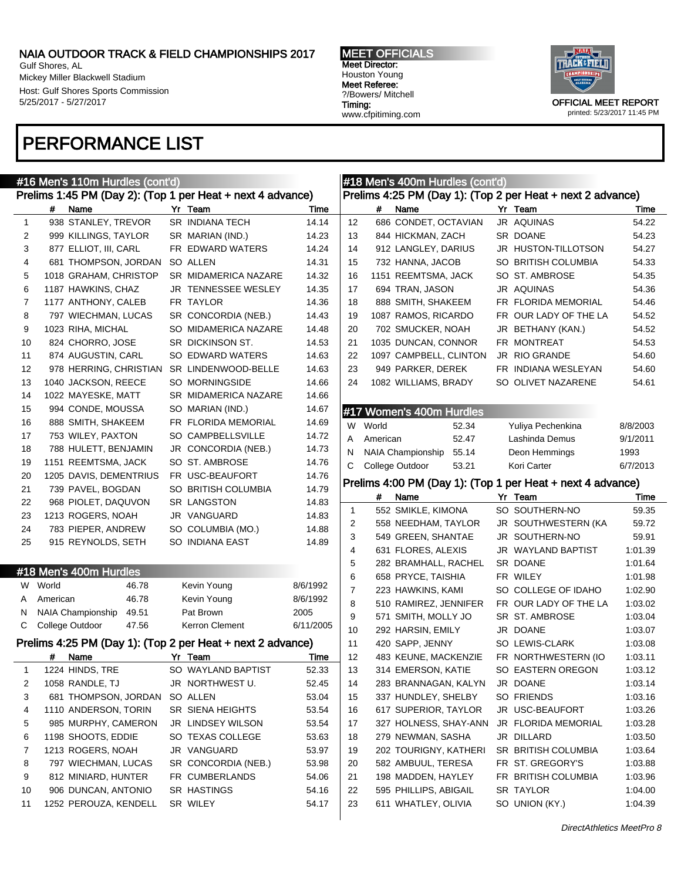# PERFORMANCE LIST

## #16 Men's 110m Hurdles (cont'd)

### Prelims 1:45 PM (Day 2): (Top 1 per Heat + next 4 advance)

| | # | Name | Yr | Team | Time |
|---|---|---|---|---|---|
| 1 | 938 | STANLEY, TREVOR | SR | INDIANA TECH | 14.14 |
| 2 | 999 | KILLINGS, TAYLOR | SR | MARIAN (IND.) | 14.23 |
| 3 | 877 | ELLIOT, III, CARL | FR | EDWARD WATERS | 14.24 |
| 4 | 681 | THOMPSON, JORDAN | SO | ALLEN | 14.31 |
| 5 | 1018 | GRAHAM, CHRISTOP | SR | MIDAMERICA NAZARE | 14.32 |
| 6 | 1187 | HAWKINS, CHAZ | JR | TENNESSEE WESLEY | 14.35 |
| 7 | 1177 | ANTHONY, CALEB | FR | TAYLOR | 14.36 |
| 8 | 797 | WIECHMAN, LUCAS | SR | CONCORDIA (NEB.) | 14.43 |
| 9 | 1023 | RIHA, MICHAL | SO | MIDAMERICA NAZARE | 14.48 |
| 10 | 824 | CHORRO, JOSE | SR | DICKINSON ST. | 14.53 |
| 11 | 874 | AUGUSTIN, CARL | SO | EDWARD WATERS | 14.63 |
| 12 | 978 | HERRING, CHRISTIAN | SR | LINDENWOOD-BELLE | 14.63 |
| 13 | 1040 | JACKSON, REECE | SO | MORNINGSIDE | 14.66 |
| 14 | 1022 | MAYESKE, MATT | SR | MIDAMERICA NAZARE | 14.66 |
| 15 | 994 | CONDE, MOUSSA | SO | MARIAN (IND.) | 14.67 |
| 16 | 888 | SMITH, SHAKEEM | FR | FLORIDA MEMORIAL | 14.69 |
| 17 | 753 | WILEY, PAXTON | SO | CAMPBELLSVILLE | 14.72 |
| 18 | 788 | HULETT, BENJAMIN | JR | CONCORDIA (NEB.) | 14.73 |
| 19 | 1151 | REEMTSMA, JACK | SO | ST. AMBROSE | 14.76 |
| 20 | 1205 | DAVIS, DEMENTRIUS | FR | USC-BEAUFORT | 14.76 |
| 21 | 739 | PAVEL, BOGDAN | SO | BRITISH COLUMBIA | 14.79 |
| 22 | 968 | PIOLET, DAQUVON | SR | LANGSTON | 14.83 |
| 23 | 1213 | ROGERS, NOAH | JR | VANGUARD | 14.83 |
| 24 | 783 | PIEPER, ANDREW | SO | COLUMBIA (MO.) | 14.88 |
| 25 | 915 | REYNOLDS, SETH | SO | INDIANA EAST | 14.89 |

## #18 Men's 400m Hurdles

| | Record | Mark | Holder | Date |
|---|---|---|---|---|
| W | World | 46.78 | Kevin Young | 8/6/1992 |
| A | American | 46.78 | Kevin Young | 8/6/1992 |
| N | NAIA Championship | 49.51 | Pat Brown | 2005 |
| C | College Outdoor | 47.56 | Kerron Clement | 6/11/2005 |

### Prelims 4:25 PM (Day 1): (Top 2 per Heat + next 2 advance)

| | # | Name | Yr | Team | Time |
|---|---|---|---|---|---|
| 1 | 1224 | HINDS, TRE | SO | WAYLAND BAPTIST | 52.33 |
| 2 | 1058 | RANDLE, TJ | JR | NORTHWEST U. | 52.45 |
| 3 | 681 | THOMPSON, JORDAN | SO | ALLEN | 53.04 |
| 4 | 1110 | ANDERSON, TORIN | SR | SIENA HEIGHTS | 53.54 |
| 5 | 985 | MURPHY, CAMERON | JR | LINDSEY WILSON | 53.54 |
| 6 | 1198 | SHOOTS, EDDIE | SO | TEXAS COLLEGE | 53.63 |
| 7 | 1213 | ROGERS, NOAH | JR | VANGUARD | 53.97 |
| 8 | 797 | WIECHMAN, LUCAS | SR | CONCORDIA (NEB.) | 53.98 |
| 9 | 812 | MINIARD, HUNTER | FR | CUMBERLANDS | 54.06 |
| 10 | 906 | DUNCAN, ANTONIO | SR | HASTINGS | 54.16 |
| 11 | 1252 | PEROUZA, KENDELL | SR | WILEY | 54.17 |
| 12 | 686 | CONDET, OCTAVIAN | JR | AQUINAS | 54.22 |
| 13 | 844 | HICKMAN, ZACH | SR | DOANE | 54.23 |
| 14 | 912 | LANGLEY, DARIUS | JR | HUSTON-TILLOTSON | 54.27 |
| 15 | 732 | HANNA, JACOB | SO | BRITISH COLUMBIA | 54.33 |
| 16 | 1151 | REEMTSMA, JACK | SO | ST. AMBROSE | 54.35 |
| 17 | 694 | TRAN, JASON | JR | AQUINAS | 54.36 |
| 18 | 888 | SMITH, SHAKEEM | FR | FLORIDA MEMORIAL | 54.46 |
| 19 | 1087 | RAMOS, RICARDO | FR | OUR LADY OF THE LA | 54.52 |
| 20 | 702 | SMUCKER, NOAH | JR | BETHANY (KAN.) | 54.52 |
| 21 | 1035 | DUNCAN, CONNOR | FR | MONTREAT | 54.53 |
| 22 | 1097 | CAMPBELL, CLINTON | JR | RIO GRANDE | 54.60 |
| 23 | 949 | PARKER, DEREK | FR | INDIANA WESLEYAN | 54.60 |
| 24 | 1082 | WILLIAMS, BRADY | SO | OLIVET NAZARENE | 54.61 |

## #17 Women's 400m Hurdles

| | Record | Mark | Holder | Date |
|---|---|---|---|---|
| W | World | 52.34 | Yuliya Pechenkina | 8/8/2003 |
| A | American | 52.47 | Lashinda Demus | 9/1/2011 |
| N | NAIA Championship | 55.14 | Deon Hemmings | 1993 |
| C | College Outdoor | 53.21 | Kori Carter | 6/7/2013 |

### Prelims 4:00 PM (Day 1): (Top 1 per Heat + next 4 advance)

| | # | Name | Yr | Team | Time |
|---|---|---|---|---|---|
| 1 | 552 | SMIKLE, KIMONA | SO | SOUTHERN-NO | 59.35 |
| 2 | 558 | NEEDHAM, TAYLOR | JR | SOUTHWESTERN (KA | 59.72 |
| 3 | 549 | GREEN, SHANTAE | JR | SOUTHERN-NO | 59.91 |
| 4 | 631 | FLORES, ALEXIS | JR | WAYLAND BAPTIST | 1:01.39 |
| 5 | 282 | BRAMHALL, RACHEL | SR | DOANE | 1:01.64 |
| 6 | 658 | PRYCE, TAISHIA | FR | WILEY | 1:01.98 |
| 7 | 223 | HAWKINS, KAMI | SO | COLLEGE OF IDAHO | 1:02.90 |
| 8 | 510 | RAMIREZ, JENNIFER | FR | OUR LADY OF THE LA | 1:03.02 |
| 9 | 571 | SMITH, MOLLY JO | SR | ST. AMBROSE | 1:03.04 |
| 10 | 292 | HARSIN, EMILY | JR | DOANE | 1:03.07 |
| 11 | 420 | SAPP, JENNY | SO | LEWIS-CLARK | 1:03.08 |
| 12 | 483 | KEUNE, MACKENZIE | FR | NORTHWESTERN (IO | 1:03.11 |
| 13 | 314 | EMERSON, KATIE | SO | EASTERN OREGON | 1:03.12 |
| 14 | 283 | BRANNAGAN, KALYN | JR | DOANE | 1:03.14 |
| 15 | 337 | HUNDLEY, SHELBY | SO | FRIENDS | 1:03.16 |
| 16 | 617 | SUPERIOR, TAYLOR | JR | USC-BEAUFORT | 1:03.26 |
| 17 | 327 | HOLNESS, SHAY-ANN | JR | FLORIDA MEMORIAL | 1:03.28 |
| 18 | 279 | NEWMAN, SASHA | JR | DILLARD | 1:03.50 |
| 19 | 202 | TOURIGNY, KATHERI | SR | BRITISH COLUMBIA | 1:03.64 |
| 20 | 582 | AMBUUL, TERESA | FR | ST. GREGORY'S | 1:03.88 |
| 21 | 198 | MADDEN, HAYLEY | FR | BRITISH COLUMBIA | 1:03.96 |
| 22 | 595 | PHILLIPS, ABIGAIL | SR | TAYLOR | 1:04.00 |
| 23 | 611 | WHATLEY, OLIVIA | SO | UNION (KY.) | 1:04.39 |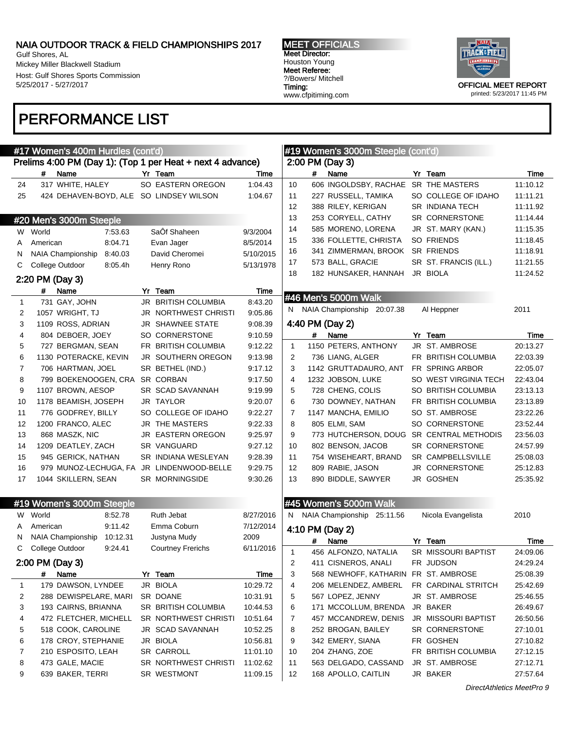# PERFORMANCE LIST

## #17 Women's 400m Hurdles (cont'd)

### Prelims 4:00 PM (Day 1): (Top 1 per Heat + next 4 advance)

| | # | Name | Yr | Team | Time |
|---|---|---|---|---|---|
| 24 | 317 | WHITE, HALEY | SO | EASTERN OREGON | 1:04.43 |
| 25 | 424 | DEHAVEN-BOYD, ALE | SO | LINDSEY WILSON | 1:04.67 |

## #20 Men's 3000m Steeple

| | | Mark | Name | Date |
|---|---|---|---|---|
| W | World | 7:53.63 | SaÔf Shaheen | 9/3/2004 |
| A | American | 8:04.71 | Evan Jager | 8/5/2014 |
| N | NAIA Championship | 8:40.03 | David Cheromei | 5/10/2015 |
| C | College Outdoor | 8:05.4h | Henry Rono | 5/13/1978 |

### 2:20 PM (Day 3)

| | # | Name | Yr | Team | Time |
|---|---|---|---|---|---|
| 1 | 731 | GAY, JOHN | JR | BRITISH COLUMBIA | 8:43.20 |
| 2 | 1057 | WRIGHT, TJ | JR | NORTHWEST CHRISTI | 9:05.86 |
| 3 | 1109 | ROSS, ADRIAN | JR | SHAWNEE STATE | 9:08.39 |
| 4 | 804 | DEBOER, JOEY | SO | CORNERSTONE | 9:10.59 |
| 5 | 727 | BERGMAN, SEAN | FR | BRITISH COLUMBIA | 9:12.22 |
| 6 | 1130 | POTERACKE, KEVIN | JR | SOUTHERN OREGON | 9:13.98 |
| 7 | 706 | HARTMAN, JOEL | SR | BETHEL (IND.) | 9:17.12 |
| 8 | 799 | BOEKENOOGEN, CRA | SR | CORBAN | 9:17.50 |
| 9 | 1107 | BROWN, AESOP | SR | SCAD SAVANNAH | 9:19.99 |
| 10 | 1178 | BEAMISH, JOSEPH | JR | TAYLOR | 9:20.07 |
| 11 | 776 | GODFREY, BILLY | SO | COLLEGE OF IDAHO | 9:22.27 |
| 12 | 1200 | FRANCO, ALEC | JR | THE MASTERS | 9:22.33 |
| 13 | 868 | MASZK, NIC | JR | EASTERN OREGON | 9:25.97 |
| 14 | 1209 | DEATLEY, ZACH | SR | VANGUARD | 9:27.12 |
| 15 | 945 | GERICK, NATHAN | SR | INDIANA WESLEYAN | 9:28.39 |
| 16 | 979 | MUNOZ-LECHUGA, FA | JR | LINDENWOOD-BELLE | 9:29.75 |
| 17 | 1044 | SKILLERN, SEAN | SR | MORNINGSIDE | 9:30.26 |

## #19 Women's 3000m Steeple

| | | Mark | Name | Date |
|---|---|---|---|---|
| W | World | 8:52.78 | Ruth Jebat | 8/27/2016 |
| A | American | 9:11.42 | Emma Coburn | 7/12/2014 |
| N | NAIA Championship | 10:12.31 | Justyna Mudy | 2009 |
| C | College Outdoor | 9:24.41 | Courtney Frerichs | 6/11/2016 |

### 2:00 PM (Day 3)

| | # | Name | Yr | Team | Time |
|---|---|---|---|---|---|
| 1 | 179 | DAWSON, LYNDEE | JR | BIOLA | 10:29.72 |
| 2 | 288 | DEWISPELARE, MARI | SR | DOANE | 10:31.91 |
| 3 | 193 | CAIRNS, BRIANNA | SR | BRITISH COLUMBIA | 10:44.53 |
| 4 | 472 | FLETCHER, MICHELL | SR | NORTHWEST CHRISTI | 10:51.64 |
| 5 | 518 | COOK, CAROLINE | JR | SCAD SAVANNAH | 10:52.25 |
| 6 | 178 | CROY, STEPHANIE | JR | BIOLA | 10:56.81 |
| 7 | 210 | ESPOSITO, LEAH | SR | CARROLL | 11:01.10 |
| 8 | 473 | GALE, MACIE | SR | NORTHWEST CHRISTI | 11:02.62 |
| 9 | 639 | BAKER, TERRI | SR | WESTMONT | 11:09.15 |
| 10 | 606 | INGOLDSBY, RACHAE | SR | THE MASTERS | 11:10.12 |
| 11 | 227 | RUSSELL, TAMIKA | SO | COLLEGE OF IDAHO | 11:11.21 |
| 12 | 388 | RILEY, KERIGAN | SR | INDIANA TECH | 11:11.92 |
| 13 | 253 | CORYELL, CATHY | SR | CORNERSTONE | 11:14.44 |
| 14 | 585 | MORENO, LORENA | JR | ST. MARY (KAN.) | 11:15.35 |
| 15 | 336 | FOLLETTE, CHRISTA | SO | FRIENDS | 11:18.45 |
| 16 | 341 | ZIMMERMAN, BROOK | SR | FRIENDS | 11:18.91 |
| 17 | 573 | BALL, GRACIE | SR | ST. FRANCIS (ILL.) | 11:21.55 |
| 18 | 182 | HUNSAKER, HANNAH | JR | BIOLA | 11:24.52 |

## #46 Men's 5000m Walk

| | | Mark | Name | Date |
|---|---|---|---|---|
| N | NAIA Championship | 20:07.38 | Al Heppner | 2011 |

### 4:40 PM (Day 2)

| | # | Name | Yr | Team | Time |
|---|---|---|---|---|---|
| 1 | 1150 | PETERS, ANTHONY | JR | ST. AMBROSE | 20:13.27 |
| 2 | 736 | LIANG, ALGER | FR | BRITISH COLUMBIA | 22:03.39 |
| 3 | 1142 | GRUTTADAURO, ANT | FR | SPRING ARBOR | 22:05.07 |
| 4 | 1232 | JOBSON, LUKE | SO | WEST VIRGINIA TECH | 22:43.04 |
| 5 | 728 | CHENG, COLIS | SO | BRITISH COLUMBIA | 23:13.13 |
| 6 | 730 | DOWNEY, NATHAN | FR | BRITISH COLUMBIA | 23:13.89 |
| 7 | 1147 | MANCHA, EMILIO | SO | ST. AMBROSE | 23:22.26 |
| 8 | 805 | ELMI, SAM | SO | CORNERSTONE | 23:52.44 |
| 9 | 773 | HUTCHERSON, DOUG | SR | CENTRAL METHODIS | 23:56.03 |
| 10 | 802 | BENSON, JACOB | SR | CORNERSTONE | 24:57.99 |
| 11 | 754 | WISEHEART, BRAND | SR | CAMPBELLSVILLE | 25:08.03 |
| 12 | 809 | RABIE, JASON | JR | CORNERSTONE | 25:12.83 |
| 13 | 890 | BIDDLE, SAWYER | JR | GOSHEN | 25:35.92 |

## #45 Women's 5000m Walk

| | | Mark | Name | Date |
|---|---|---|---|---|
| N | NAIA Championship | 25:11.56 | Nicola Evangelista | 2010 |

### 4:10 PM (Day 2)

| | # | Name | Yr | Team | Time |
|---|---|---|---|---|---|
| 1 | 456 | ALFONZO, NATALIA | SR | MISSOURI BAPTIST | 24:09.06 |
| 2 | 411 | CISNEROS, ANALI | FR | JUDSON | 24:29.24 |
| 3 | 568 | NEWHOFF, KATHARIN | FR | ST. AMBROSE | 25:08.39 |
| 4 | 206 | MELENDEZ, AMBERL | FR | CARDINAL STRITCH | 25:42.69 |
| 5 | 567 | LOPEZ, JENNY | JR | ST. AMBROSE | 25:46.55 |
| 6 | 171 | MCCOLLUM, BRENDA | JR | BAKER | 26:49.67 |
| 7 | 457 | MCCANDREW, DENIS | JR | MISSOURI BAPTIST | 26:50.56 |
| 8 | 252 | BROGAN, BAILEY | SR | CORNERSTONE | 27:10.01 |
| 9 | 342 | EMERY, SIANA | FR | GOSHEN | 27:10.82 |
| 10 | 204 | ZHANG, ZOE | FR | BRITISH COLUMBIA | 27:12.15 |
| 11 | 563 | DELGADO, CASSAND | JR | ST. AMBROSE | 27:12.71 |
| 12 | 168 | APOLLO, CAITLIN | JR | BAKER | 27:57.64 |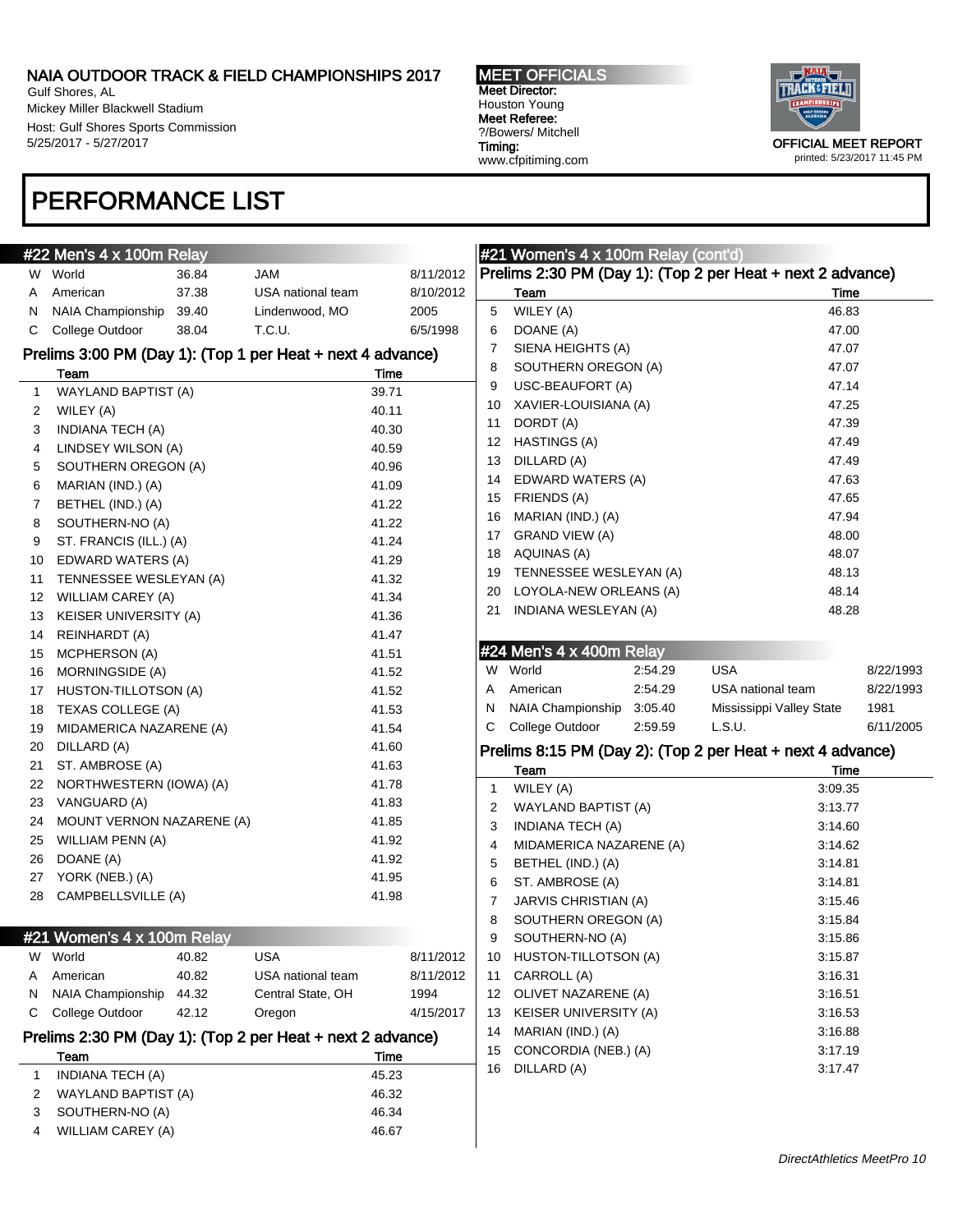# NAIA OUTDOOR TRACK & FIELD CHAMPIONSHIPS 2017

Gulf Shores, AL
Mickey Miller Blackwell Stadium
Host: Gulf Shores Sports Commission
5/25/2017 - 5/27/2017

**MEET OFFICIALS**
Meet Director:
Houston Young
Meet Referee:
?/Bowers/ Mitchell
Timing:
www.cfpitiming.com

OFFICIAL MEET REPORT
printed: 5/23/2017 11:45 PM

# PERFORMANCE LIST

## #22 Men's 4 x 100m Relay

| | | | | |
|---|---|---|---|---|
| W | World | 36.84 | JAM | 8/11/2012 |
| A | American | 37.38 | USA national team | 8/10/2012 |
| N | NAIA Championship | 39.40 | Lindenwood, MO | 2005 |
| C | College Outdoor | 38.04 | T.C.U. | 6/5/1998 |

### Prelims 3:00 PM (Day 1): (Top 1 per Heat + next 4 advance)

| | Team | Time |
|---|---|---|
| 1 | WAYLAND BAPTIST (A) | 39.71 |
| 2 | WILEY (A) | 40.11 |
| 3 | INDIANA TECH (A) | 40.30 |
| 4 | LINDSEY WILSON (A) | 40.59 |
| 5 | SOUTHERN OREGON (A) | 40.96 |
| 6 | MARIAN (IND.) (A) | 41.09 |
| 7 | BETHEL (IND.) (A) | 41.22 |
| 8 | SOUTHERN-NO (A) | 41.22 |
| 9 | ST. FRANCIS (ILL.) (A) | 41.24 |
| 10 | EDWARD WATERS (A) | 41.29 |
| 11 | TENNESSEE WESLEYAN (A) | 41.32 |
| 12 | WILLIAM CAREY (A) | 41.34 |
| 13 | KEISER UNIVERSITY (A) | 41.36 |
| 14 | REINHARDT (A) | 41.47 |
| 15 | MCPHERSON (A) | 41.51 |
| 16 | MORNINGSIDE (A) | 41.52 |
| 17 | HUSTON-TILLOTSON (A) | 41.52 |
| 18 | TEXAS COLLEGE (A) | 41.53 |
| 19 | MIDAMERICA NAZARENE (A) | 41.54 |
| 20 | DILLARD (A) | 41.60 |
| 21 | ST. AMBROSE (A) | 41.63 |
| 22 | NORTHWESTERN (IOWA) (A) | 41.78 |
| 23 | VANGUARD (A) | 41.83 |
| 24 | MOUNT VERNON NAZARENE (A) | 41.85 |
| 25 | WILLIAM PENN (A) | 41.92 |
| 26 | DOANE (A) | 41.92 |
| 27 | YORK (NEB.) (A) | 41.95 |
| 28 | CAMPBELLSVILLE (A) | 41.98 |

## #21 Women's 4 x 100m Relay

| | | | | |
|---|---|---|---|---|
| W | World | 40.82 | USA | 8/11/2012 |
| A | American | 40.82 | USA national team | 8/11/2012 |
| N | NAIA Championship | 44.32 | Central State, OH | 1994 |
| C | College Outdoor | 42.12 | Oregon | 4/15/2017 |

### Prelims 2:30 PM (Day 1): (Top 2 per Heat + next 2 advance)

| | Team | Time |
|---|---|---|
| 1 | INDIANA TECH (A) | 45.23 |
| 2 | WAYLAND BAPTIST (A) | 46.32 |
| 3 | SOUTHERN-NO (A) | 46.34 |
| 4 | WILLIAM CAREY (A) | 46.67 |
| 5 | WILEY (A) | 46.83 |
| 6 | DOANE (A) | 47.00 |
| 7 | SIENA HEIGHTS (A) | 47.07 |
| 8 | SOUTHERN OREGON (A) | 47.07 |
| 9 | USC-BEAUFORT (A) | 47.14 |
| 10 | XAVIER-LOUISIANA (A) | 47.25 |
| 11 | DORDT (A) | 47.39 |
| 12 | HASTINGS (A) | 47.49 |
| 13 | DILLARD (A) | 47.49 |
| 14 | EDWARD WATERS (A) | 47.63 |
| 15 | FRIENDS (A) | 47.65 |
| 16 | MARIAN (IND.) (A) | 47.94 |
| 17 | GRAND VIEW (A) | 48.00 |
| 18 | AQUINAS (A) | 48.07 |
| 19 | TENNESSEE WESLEYAN (A) | 48.13 |
| 20 | LOYOLA-NEW ORLEANS (A) | 48.14 |
| 21 | INDIANA WESLEYAN (A) | 48.28 |

## #24 Men's 4 x 400m Relay

| | | | | |
|---|---|---|---|---|
| W | World | 2:54.29 | USA | 8/22/1993 |
| A | American | 2:54.29 | USA national team | 8/22/1993 |
| N | NAIA Championship | 3:05.40 | Mississippi Valley State | 1981 |
| C | College Outdoor | 2:59.59 | L.S.U. | 6/11/2005 |

### Prelims 8:15 PM (Day 2): (Top 2 per Heat + next 4 advance)

| | Team | Time |
|---|---|---|
| 1 | WILEY (A) | 3:09.35 |
| 2 | WAYLAND BAPTIST (A) | 3:13.77 |
| 3 | INDIANA TECH (A) | 3:14.60 |
| 4 | MIDAMERICA NAZARENE (A) | 3:14.62 |
| 5 | BETHEL (IND.) (A) | 3:14.81 |
| 6 | ST. AMBROSE (A) | 3:14.81 |
| 7 | JARVIS CHRISTIAN (A) | 3:15.46 |
| 8 | SOUTHERN OREGON (A) | 3:15.84 |
| 9 | SOUTHERN-NO (A) | 3:15.86 |
| 10 | HUSTON-TILLOTSON (A) | 3:15.87 |
| 11 | CARROLL (A) | 3:16.31 |
| 12 | OLIVET NAZARENE (A) | 3:16.51 |
| 13 | KEISER UNIVERSITY (A) | 3:16.53 |
| 14 | MARIAN (IND.) (A) | 3:16.88 |
| 15 | CONCORDIA (NEB.) (A) | 3:17.19 |
| 16 | DILLARD (A) | 3:17.47 |

*DirectAthletics MeetPro 10*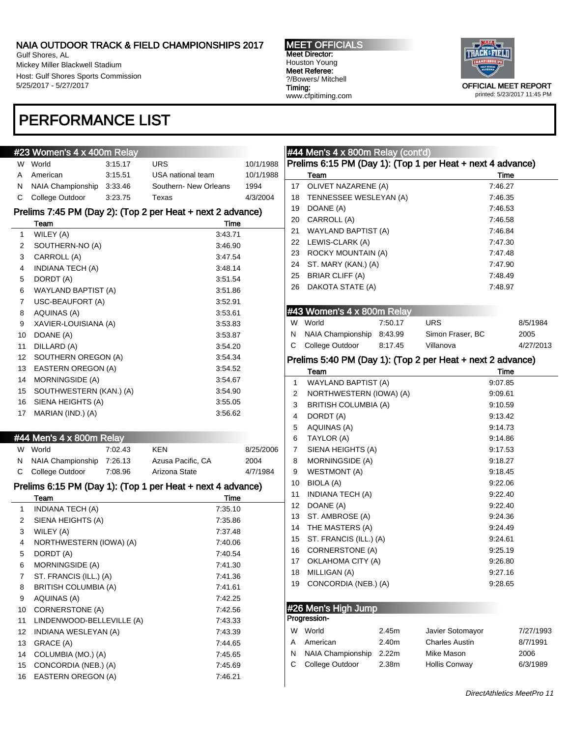# PERFORMANCE LIST

## #23 Women's 4 x 400m Relay

| | | Time | | Date |
|---|---|---|---|---|
| W | World | 3:15.17 | URS | 10/1/1988 |
| A | American | 3:15.51 | USA national team | 10/1/1988 |
| N | NAIA Championship | 3:33.46 | Southern- New Orleans | 1994 |
| C | College Outdoor | 3:23.75 | Texas | 4/3/2004 |

### Prelims 7:45 PM (Day 2): (Top 2 per Heat + next 2 advance)

| | Team | Time |
|---|---|---|
| 1 | WILEY (A) | 3:43.71 |
| 2 | SOUTHERN-NO (A) | 3:46.90 |
| 3 | CARROLL (A) | 3:47.54 |
| 4 | INDIANA TECH (A) | 3:48.14 |
| 5 | DORDT (A) | 3:51.54 |
| 6 | WAYLAND BAPTIST (A) | 3:51.86 |
| 7 | USC-BEAUFORT (A) | 3:52.91 |
| 8 | AQUINAS (A) | 3:53.61 |
| 9 | XAVIER-LOUISIANA (A) | 3:53.83 |
| 10 | DOANE (A) | 3:53.87 |
| 11 | DILLARD (A) | 3:54.20 |
| 12 | SOUTHERN OREGON (A) | 3:54.34 |
| 13 | EASTERN OREGON (A) | 3:54.52 |
| 14 | MORNINGSIDE (A) | 3:54.67 |
| 15 | SOUTHWESTERN (KAN.) (A) | 3:54.90 |
| 16 | SIENA HEIGHTS (A) | 3:55.05 |
| 17 | MARIAN (IND.) (A) | 3:56.62 |

## #44 Men's 4 x 800m Relay

| | | Time | | Date |
|---|---|---|---|---|
| W | World | 7:02.43 | KEN | 8/25/2006 |
| N | NAIA Championship | 7:26.13 | Azusa Pacific, CA | 2004 |
| C | College Outdoor | 7:08.96 | Arizona State | 4/7/1984 |

### Prelims 6:15 PM (Day 1): (Top 1 per Heat + next 4 advance)

| | Team | Time |
|---|---|---|
| 1 | INDIANA TECH (A) | 7:35.10 |
| 2 | SIENA HEIGHTS (A) | 7:35.86 |
| 3 | WILEY (A) | 7:37.48 |
| 4 | NORTHWESTERN (IOWA) (A) | 7:40.06 |
| 5 | DORDT (A) | 7:40.54 |
| 6 | MORNINGSIDE (A) | 7:41.30 |
| 7 | ST. FRANCIS (ILL.) (A) | 7:41.36 |
| 8 | BRITISH COLUMBIA (A) | 7:41.61 |
| 9 | AQUINAS (A) | 7:42.25 |
| 10 | CORNERSTONE (A) | 7:42.56 |
| 11 | LINDENWOOD-BELLEVILLE (A) | 7:43.33 |
| 12 | INDIANA WESLEYAN (A) | 7:43.39 |
| 13 | GRACE (A) | 7:44.65 |
| 14 | COLUMBIA (MO.) (A) | 7:45.65 |
| 15 | CONCORDIA (NEB.) (A) | 7:45.69 |
| 16 | EASTERN OREGON (A) | 7:46.21 |
| 17 | OLIVET NAZARENE (A) | 7:46.27 |
| 18 | TENNESSEE WESLEYAN (A) | 7:46.35 |
| 19 | DOANE (A) | 7:46.53 |
| 20 | CARROLL (A) | 7:46.58 |
| 21 | WAYLAND BAPTIST (A) | 7:46.84 |
| 22 | LEWIS-CLARK (A) | 7:47.30 |
| 23 | ROCKY MOUNTAIN (A) | 7:47.48 |
| 24 | ST. MARY (KAN.) (A) | 7:47.90 |
| 25 | BRIAR CLIFF (A) | 7:48.49 |
| 26 | DAKOTA STATE (A) | 7:48.97 |

## #43 Women's 4 x 800m Relay

| | | Time | | Date |
|---|---|---|---|---|
| W | World | 7:50.17 | URS | 8/5/1984 |
| N | NAIA Championship | 8:43.99 | Simon Fraser, BC | 2005 |
| C | College Outdoor | 8:17.45 | Villanova | 4/27/2013 |

### Prelims 5:40 PM (Day 1): (Top 2 per Heat + next 2 advance)

| | Team | Time |
|---|---|---|
| 1 | WAYLAND BAPTIST (A) | 9:07.85 |
| 2 | NORTHWESTERN (IOWA) (A) | 9:09.61 |
| 3 | BRITISH COLUMBIA (A) | 9:10.59 |
| 4 | DORDT (A) | 9:13.42 |
| 5 | AQUINAS (A) | 9:14.73 |
| 6 | TAYLOR (A) | 9:14.86 |
| 7 | SIENA HEIGHTS (A) | 9:17.53 |
| 8 | MORNINGSIDE (A) | 9:18.27 |
| 9 | WESTMONT (A) | 9:18.45 |
| 10 | BIOLA (A) | 9:22.06 |
| 11 | INDIANA TECH (A) | 9:22.40 |
| 12 | DOANE (A) | 9:22.40 |
| 13 | ST. AMBROSE (A) | 9:24.36 |
| 14 | THE MASTERS (A) | 9:24.49 |
| 15 | ST. FRANCIS (ILL.) (A) | 9:24.61 |
| 16 | CORNERSTONE (A) | 9:25.19 |
| 17 | OKLAHOMA CITY (A) | 9:26.80 |
| 18 | MILLIGAN (A) | 9:27.16 |
| 19 | CONCORDIA (NEB.) (A) | 9:28.65 |

## #26 Men's High Jump

Progression-

| | | Mark | | Date |
|---|---|---|---|---|
| W | World | 2.45m | Javier Sotomayor | 7/27/1993 |
| A | American | 2.40m | Charles Austin | 8/7/1991 |
| N | NAIA Championship | 2.22m | Mike Mason | 2006 |
| C | College Outdoor | 2.38m | Hollis Conway | 6/3/1989 |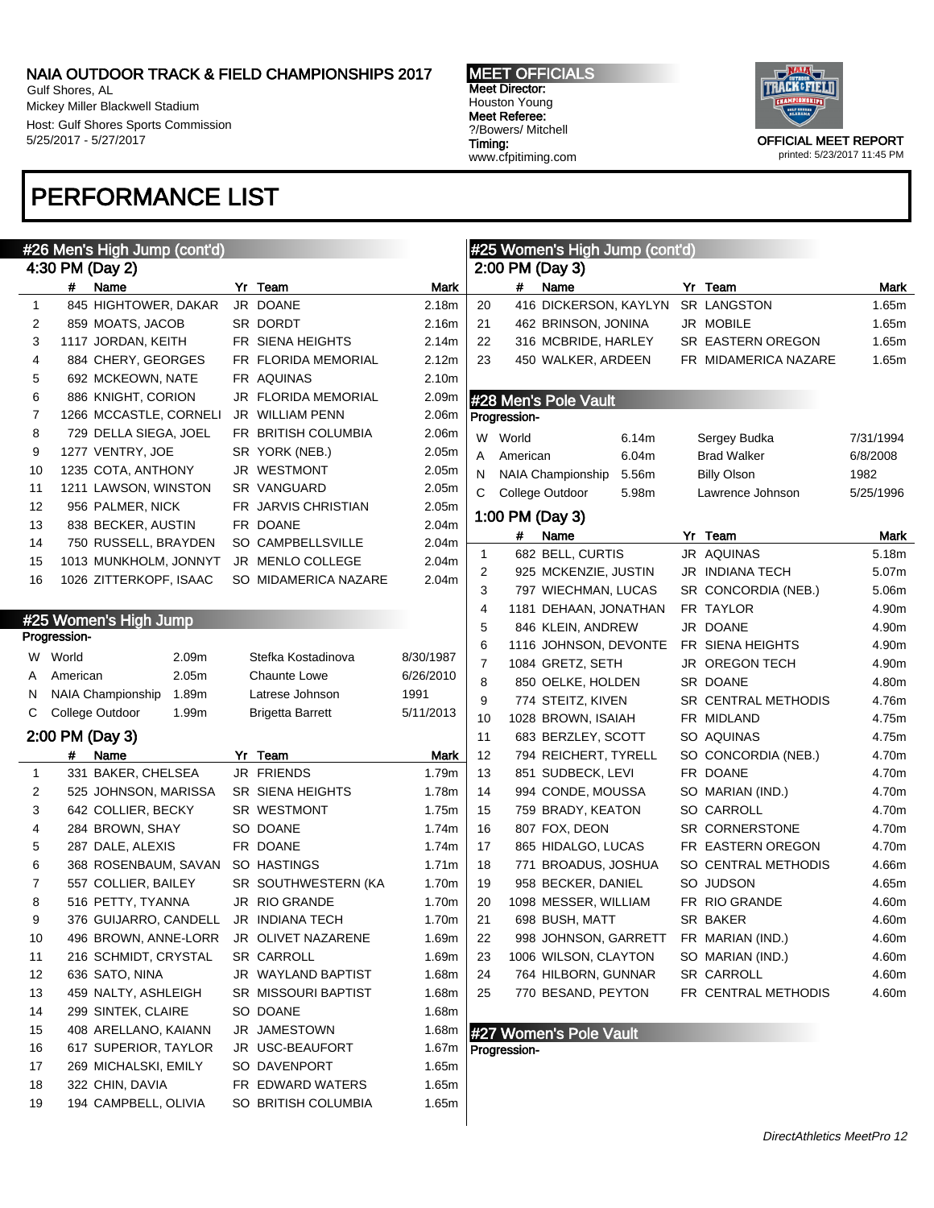# NAIA OUTDOOR TRACK & FIELD CHAMPIONSHIPS 2017

Gulf Shores, AL
Mickey Miller Blackwell Stadium
Host: Gulf Shores Sports Commission
5/25/2017 - 5/27/2017

**MEET OFFICIALS**
Meet Director: Houston Young
Meet Referee: ?/Bowers/ Mitchell
Timing: www.cfpitiming.com

OFFICIAL MEET REPORT
printed: 5/23/2017 11:45 PM

# PERFORMANCE LIST

## #26 Men's High Jump (cont'd)

4:30 PM (Day 2)

| | # | Name | Yr | Team | Mark |
|---|---|---|---|---|---|
| 1 | 845 | HIGHTOWER, DAKAR | JR | DOANE | 2.18m |
| 2 | 859 | MOATS, JACOB | SR | DORDT | 2.16m |
| 3 | 1117 | JORDAN, KEITH | FR | SIENA HEIGHTS | 2.14m |
| 4 | 884 | CHERY, GEORGES | FR | FLORIDA MEMORIAL | 2.12m |
| 5 | 692 | MCKEOWN, NATE | FR | AQUINAS | 2.10m |
| 6 | 886 | KNIGHT, CORION | JR | FLORIDA MEMORIAL | 2.09m |
| 7 | 1266 | MCCASTLE, CORNELI | JR | WILLIAM PENN | 2.06m |
| 8 | 729 | DELLA SIEGA, JOEL | FR | BRITISH COLUMBIA | 2.06m |
| 9 | 1277 | VENTRY, JOE | SR | YORK (NEB.) | 2.05m |
| 10 | 1235 | COTA, ANTHONY | JR | WESTMONT | 2.05m |
| 11 | 1211 | LAWSON, WINSTON | SR | VANGUARD | 2.05m |
| 12 | 956 | PALMER, NICK | FR | JARVIS CHRISTIAN | 2.05m |
| 13 | 838 | BECKER, AUSTIN | FR | DOANE | 2.04m |
| 14 | 750 | RUSSELL, BRAYDEN | SO | CAMPBELLSVILLE | 2.04m |
| 15 | 1013 | MUNKHOLM, JONNYT | JR | MENLO COLLEGE | 2.04m |
| 16 | 1026 | ZITTERKOPF, ISAAC | SO | MIDAMERICA NAZARE | 2.04m |

## #25 Women's High Jump

Progression-

| | | Mark | Name | Date |
|---|---|---|---|---|
| W | World | 2.09m | Stefka Kostadinova | 8/30/1987 |
| A | American | 2.05m | Chaunte Lowe | 6/26/2010 |
| N | NAIA Championship | 1.89m | Latrese Johnson | 1991 |
| C | College Outdoor | 1.99m | Brigetta Barrett | 5/11/2013 |

2:00 PM (Day 3)

| | # | Name | Yr | Team | Mark |
|---|---|---|---|---|---|
| 1 | 331 | BAKER, CHELSEA | JR | FRIENDS | 1.79m |
| 2 | 525 | JOHNSON, MARISSA | SR | SIENA HEIGHTS | 1.78m |
| 3 | 642 | COLLIER, BECKY | SR | WESTMONT | 1.75m |
| 4 | 284 | BROWN, SHAY | SO | DOANE | 1.74m |
| 5 | 287 | DALE, ALEXIS | FR | DOANE | 1.74m |
| 6 | 368 | ROSENBAUM, SAVAN | SO | HASTINGS | 1.71m |
| 7 | 557 | COLLIER, BAILEY | SR | SOUTHWESTERN (KA | 1.70m |
| 8 | 516 | PETTY, TYANNA | JR | RIO GRANDE | 1.70m |
| 9 | 376 | GUIJARRO, CANDELL | JR | INDIANA TECH | 1.70m |
| 10 | 496 | BROWN, ANNE-LORR | JR | OLIVET NAZARENE | 1.69m |
| 11 | 216 | SCHMIDT, CRYSTAL | SR | CARROLL | 1.69m |
| 12 | 636 | SATO, NINA | JR | WAYLAND BAPTIST | 1.68m |
| 13 | 459 | NALTY, ASHLEIGH | SR | MISSOURI BAPTIST | 1.68m |
| 14 | 299 | SINTEK, CLAIRE | SO | DOANE | 1.68m |
| 15 | 408 | ARELLANO, KAIANN | JR | JAMESTOWN | 1.68m |
| 16 | 617 | SUPERIOR, TAYLOR | JR | USC-BEAUFORT | 1.67m |
| 17 | 269 | MICHALSKI, EMILY | SO | DAVENPORT | 1.65m |
| 18 | 322 | CHIN, DAVIA | FR | EDWARD WATERS | 1.65m |
| 19 | 194 | CAMPBELL, OLIVIA | SO | BRITISH COLUMBIA | 1.65m |

## #25 Women's High Jump (cont'd)

2:00 PM (Day 3)

| | # | Name | Yr | Team | Mark |
|---|---|---|---|---|---|
| 20 | 416 | DICKERSON, KAYLYN | SR | LANGSTON | 1.65m |
| 21 | 462 | BRINSON, JONINA | JR | MOBILE | 1.65m |
| 22 | 316 | MCBRIDE, HARLEY | SR | EASTERN OREGON | 1.65m |
| 23 | 450 | WALKER, ARDEEN | FR | MIDAMERICA NAZARE | 1.65m |

## #28 Men's Pole Vault

Progression-

| | | Mark | Name | Date |
|---|---|---|---|---|
| W | World | 6.14m | Sergey Budka | 7/31/1994 |
| A | American | 6.04m | Brad Walker | 6/8/2008 |
| N | NAIA Championship | 5.56m | Billy Olson | 1982 |
| C | College Outdoor | 5.98m | Lawrence Johnson | 5/25/1996 |

1:00 PM (Day 3)

| | # | Name | Yr | Team | Mark |
|---|---|---|---|---|---|
| 1 | 682 | BELL, CURTIS | JR | AQUINAS | 5.18m |
| 2 | 925 | MCKENZIE, JUSTIN | JR | INDIANA TECH | 5.07m |
| 3 | 797 | WIECHMAN, LUCAS | SR | CONCORDIA (NEB.) | 5.06m |
| 4 | 1181 | DEHAAN, JONATHAN | FR | TAYLOR | 4.90m |
| 5 | 846 | KLEIN, ANDREW | JR | DOANE | 4.90m |
| 6 | 1116 | JOHNSON, DEVONTE | FR | SIENA HEIGHTS | 4.90m |
| 7 | 1084 | GRETZ, SETH | JR | OREGON TECH | 4.90m |
| 8 | 850 | OELKE, HOLDEN | SR | DOANE | 4.80m |
| 9 | 774 | STEITZ, KIVEN | SR | CENTRAL METHODIS | 4.76m |
| 10 | 1028 | BROWN, ISAIAH | FR | MIDLAND | 4.75m |
| 11 | 683 | BERZLEY, SCOTT | SO | AQUINAS | 4.75m |
| 12 | 794 | REICHERT, TYRELL | SO | CONCORDIA (NEB.) | 4.70m |
| 13 | 851 | SUDBECK, LEVI | FR | DOANE | 4.70m |
| 14 | 994 | CONDE, MOUSSA | SO | MARIAN (IND.) | 4.70m |
| 15 | 759 | BRADY, KEATON | SO | CARROLL | 4.70m |
| 16 | 807 | FOX, DEON | SR | CORNERSTONE | 4.70m |
| 17 | 865 | HIDALGO, LUCAS | FR | EASTERN OREGON | 4.70m |
| 18 | 771 | BROADUS, JOSHUA | SO | CENTRAL METHODIS | 4.66m |
| 19 | 958 | BECKER, DANIEL | SO | JUDSON | 4.65m |
| 20 | 1098 | MESSER, WILLIAM | FR | RIO GRANDE | 4.60m |
| 21 | 698 | BUSH, MATT | SR | BAKER | 4.60m |
| 22 | 998 | JOHNSON, GARRETT | FR | MARIAN (IND.) | 4.60m |
| 23 | 1006 | WILSON, CLAYTON | SO | MARIAN (IND.) | 4.60m |
| 24 | 764 | HILBORN, GUNNAR | SR | CARROLL | 4.60m |
| 25 | 770 | BESAND, PEYTON | FR | CENTRAL METHODIS | 4.60m |

## #27 Women's Pole Vault

Progression-

DirectAthletics MeetPro 12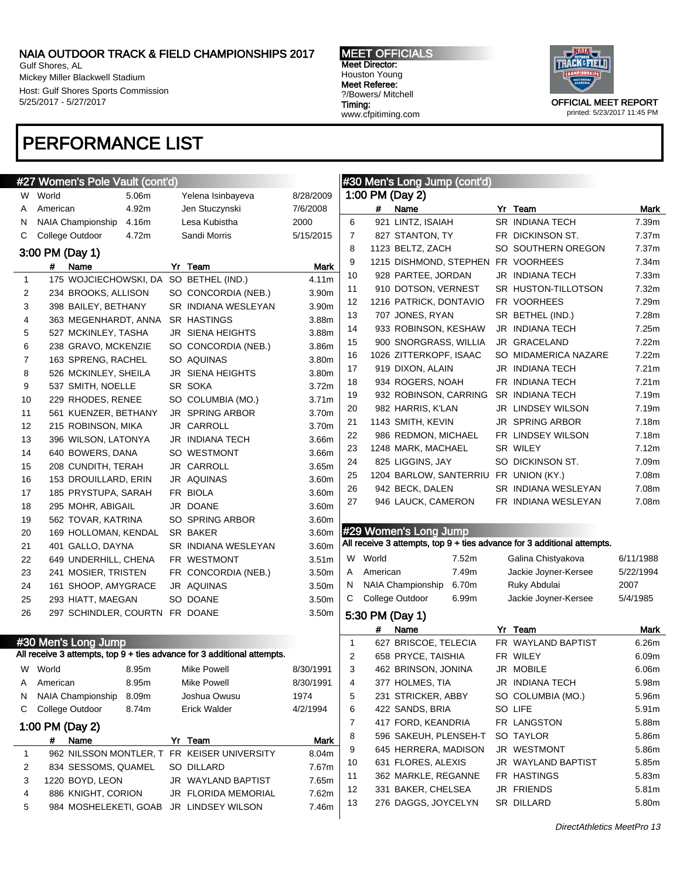# PERFORMANCE LIST

## #27 Women's Pole Vault (cont'd)

| | Record | Mark | Name | Date |
|---|---|---|---|---|
| W | World | 5.06m | Yelena Isinbayeva | 8/28/2009 |
| A | American | 4.92m | Jen Stuczynski | 7/6/2008 |
| N | NAIA Championship | 4.16m | Lesa Kubistha | 2000 |
| C | College Outdoor | 4.72m | Sandi Morris | 5/15/2015 |

### 3:00 PM (Day 1)

| | # | Name | Yr | Team | Mark |
|---|---|---|---|---|---|
| 1 | 175 | WOJCIECHOWSKI, DA | SO | BETHEL (IND.) | 4.11m |
| 2 | 234 | BROOKS, ALLISON | SO | CONCORDIA (NEB.) | 3.90m |
| 3 | 398 | BAILEY, BETHANY | SR | INDIANA WESLEYAN | 3.90m |
| 4 | 363 | MEGENHARDT, ANNA | SR | HASTINGS | 3.88m |
| 5 | 527 | MCKINLEY, TASHA | JR | SIENA HEIGHTS | 3.88m |
| 6 | 238 | GRAVO, MCKENZIE | SO | CONCORDIA (NEB.) | 3.86m |
| 7 | 163 | SPRENG, RACHEL | SO | AQUINAS | 3.80m |
| 8 | 526 | MCKINLEY, SHEILA | JR | SIENA HEIGHTS | 3.80m |
| 9 | 537 | SMITH, NOELLE | SR | SOKA | 3.72m |
| 10 | 229 | RHODES, RENEE | SO | COLUMBIA (MO.) | 3.71m |
| 11 | 561 | KUENZER, BETHANY | JR | SPRING ARBOR | 3.70m |
| 12 | 215 | ROBINSON, MIKA | JR | CARROLL | 3.70m |
| 13 | 396 | WILSON, LATONYA | JR | INDIANA TECH | 3.66m |
| 14 | 640 | BOWERS, DANA | SO | WESTMONT | 3.66m |
| 15 | 208 | CUNDITH, TERAH | JR | CARROLL | 3.65m |
| 16 | 153 | DROUILLARD, ERIN | JR | AQUINAS | 3.60m |
| 17 | 185 | PRYSTUPA, SARAH | FR | BIOLA | 3.60m |
| 18 | 295 | MOHR, ABIGAIL | JR | DOANE | 3.60m |
| 19 | 562 | TOVAR, KATRINA | SO | SPRING ARBOR | 3.60m |
| 20 | 169 | HOLLOMAN, KENDAL | SR | BAKER | 3.60m |
| 21 | 401 | GALLO, DAYNA | SR | INDIANA WESLEYAN | 3.60m |
| 22 | 649 | UNDERHILL, CHENA | FR | WESTMONT | 3.51m |
| 23 | 241 | MOSIER, TRISTEN | FR | CONCORDIA (NEB.) | 3.50m |
| 24 | 161 | SHOOP, AMYGRACE | JR | AQUINAS | 3.50m |
| 25 | 293 | HIATT, MAEGAN | SO | DOANE | 3.50m |
| 26 | 297 | SCHINDLER, COURTN | FR | DOANE | 3.50m |

## #30 Men's Long Jump

All receive 3 attempts, top 9 + ties advance for 3 additional attempts.

| | Record | Mark | Name | Date |
|---|---|---|---|---|
| W | World | 8.95m | Mike Powell | 8/30/1991 |
| A | American | 8.95m | Mike Powell | 8/30/1991 |
| N | NAIA Championship | 8.09m | Joshua Owusu | 1974 |
| C | College Outdoor | 8.74m | Erick Walder | 4/2/1994 |

### 1:00 PM (Day 2)

| | # | Name | Yr | Team | Mark |
|---|---|---|---|---|---|
| 1 | 962 | NILSSON MONTLER, T | FR | KEISER UNIVERSITY | 8.04m |
| 2 | 834 | SESSOMS, QUAMEL | SO | DILLARD | 7.67m |
| 3 | 1220 | BOYD, LEON | JR | WAYLAND BAPTIST | 7.65m |
| 4 | 886 | KNIGHT, CORION | JR | FLORIDA MEMORIAL | 7.62m |
| 5 | 984 | MOSHELEKETI, GOAB | JR | LINDSEY WILSON | 7.46m |
| 6 | 921 | LINTZ, ISAIAH | SR | INDIANA TECH | 7.39m |
| 7 | 827 | STANTON, TY | FR | DICKINSON ST. | 7.37m |
| 8 | 1123 | BELTZ, ZACH | SO | SOUTHERN OREGON | 7.37m |
| 9 | 1215 | DISHMOND, STEPHEN | FR | VOORHEES | 7.34m |
| 10 | 928 | PARTEE, JORDAN | JR | INDIANA TECH | 7.33m |
| 11 | 910 | DOTSON, VERNEST | SR | HUSTON-TILLOTSON | 7.32m |
| 12 | 1216 | PATRICK, DONTAVIO | FR | VOORHEES | 7.29m |
| 13 | 707 | JONES, RYAN | SR | BETHEL (IND.) | 7.28m |
| 14 | 933 | ROBINSON, KESHAW | JR | INDIANA TECH | 7.25m |
| 15 | 900 | SNORGRASS, WILLIA | JR | GRACELAND | 7.22m |
| 16 | 1026 | ZITTERKOPF, ISAAC | SO | MIDAMERICA NAZARE | 7.22m |
| 17 | 919 | DIXON, ALAIN | JR | INDIANA TECH | 7.21m |
| 18 | 934 | ROGERS, NOAH | FR | INDIANA TECH | 7.21m |
| 19 | 932 | ROBINSON, CARRING | SR | INDIANA TECH | 7.19m |
| 20 | 982 | HARRIS, K'LAN | JR | LINDSEY WILSON | 7.19m |
| 21 | 1143 | SMITH, KEVIN | JR | SPRING ARBOR | 7.18m |
| 22 | 986 | REDMON, MICHAEL | FR | LINDSEY WILSON | 7.18m |
| 23 | 1248 | MARK, MACHAEL | SR | WILEY | 7.12m |
| 24 | 825 | LIGGINS, JAY | SO | DICKINSON ST. | 7.09m |
| 25 | 1204 | BARLOW, SANTERRIU | FR | UNION (KY.) | 7.08m |
| 26 | 942 | BECK, DALEN | SR | INDIANA WESLEYAN | 7.08m |
| 27 | 946 | LAUCK, CAMERON | FR | INDIANA WESLEYAN | 7.08m |

## #29 Women's Long Jump

All receive 3 attempts, top 9 + ties advance for 3 additional attempts.

| | Record | Mark | Name | Date |
|---|---|---|---|---|
| W | World | 7.52m | Galina Chistyakova | 6/11/1988 |
| A | American | 7.49m | Jackie Joyner-Kersee | 5/22/1994 |
| N | NAIA Championship | 6.70m | Ruky Abdulai | 2007 |
| C | College Outdoor | 6.99m | Jackie Joyner-Kersee | 5/4/1985 |

### 5:30 PM (Day 1)

| | # | Name | Yr | Team | Mark |
|---|---|---|---|---|---|
| 1 | 627 | BRISCOE, TELECIA | FR | WAYLAND BAPTIST | 6.26m |
| 2 | 658 | PRYCE, TAISHIA | FR | WILEY | 6.09m |
| 3 | 462 | BRINSON, JONINA | JR | MOBILE | 6.06m |
| 4 | 377 | HOLMES, TIA | JR | INDIANA TECH | 5.98m |
| 5 | 231 | STRICKER, ABBY | SO | COLUMBIA (MO.) | 5.96m |
| 6 | 422 | SANDS, BRIA | SO | LIFE | 5.91m |
| 7 | 417 | FORD, KEANDRIA | FR | LANGSTON | 5.88m |
| 8 | 596 | SAKEUH, PLENSEH-T | SO | TAYLOR | 5.86m |
| 9 | 645 | HERRERA, MADISON | JR | WESTMONT | 5.86m |
| 10 | 631 | FLORES, ALEXIS | JR | WAYLAND BAPTIST | 5.85m |
| 11 | 362 | MARKLE, REGANNE | FR | HASTINGS | 5.83m |
| 12 | 331 | BAKER, CHELSEA | JR | FRIENDS | 5.81m |
| 13 | 276 | DAGGS, JOYCELYN | SR | DILLARD | 5.80m |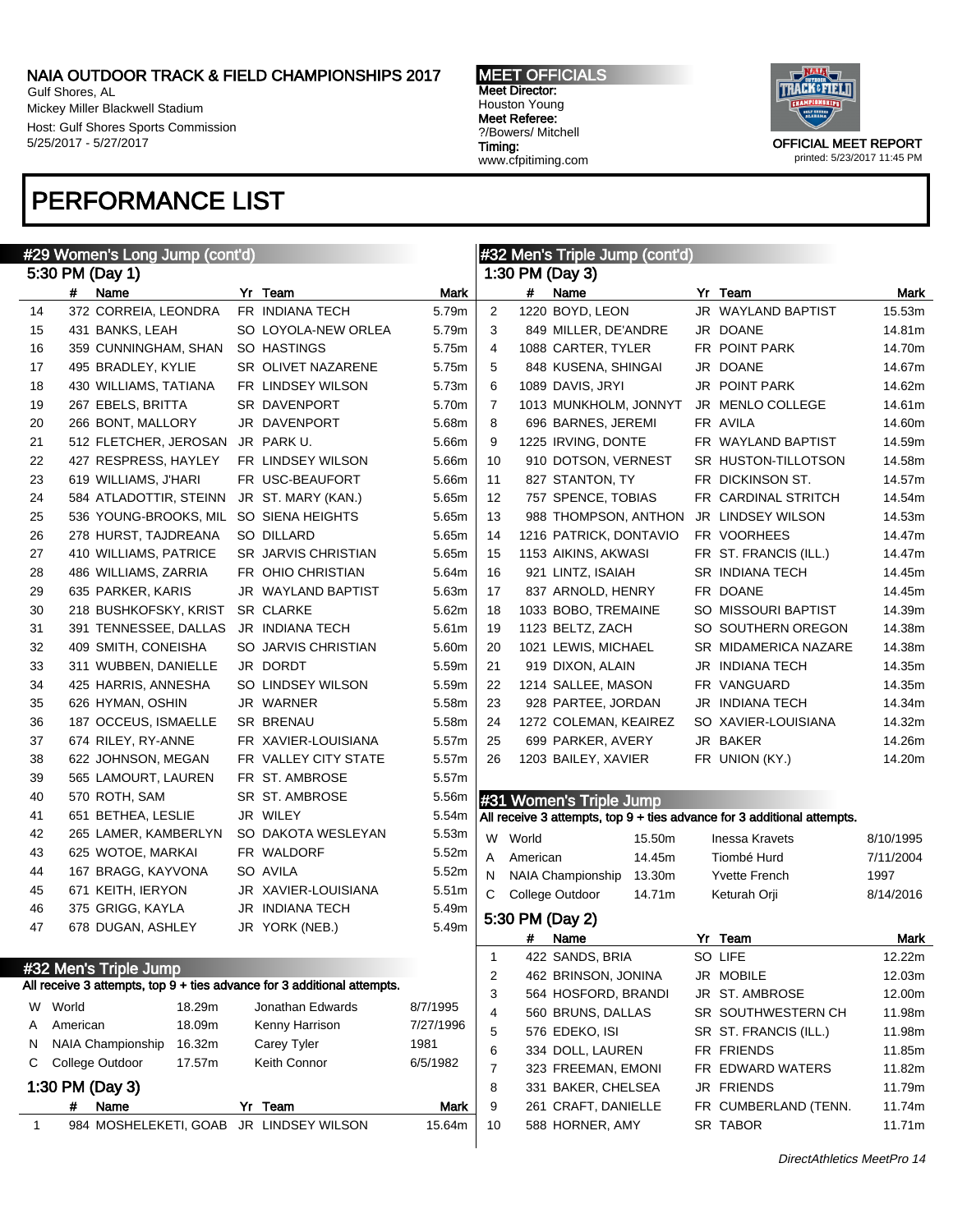# NAIA OUTDOOR TRACK & FIELD CHAMPIONSHIPS 2017

Gulf Shores, AL
Mickey Miller Blackwell Stadium
Host: Gulf Shores Sports Commission
5/25/2017 - 5/27/2017

**MEET OFFICIALS**
Meet Director: Houston Young
Meet Referee: ?/Bowers/ Mitchell
Timing: www.cfpitiming.com

OFFICIAL MEET REPORT
printed: 5/23/2017 11:45 PM

# PERFORMANCE LIST

## #29 Women's Long Jump (cont'd)

### 5:30 PM (Day 1)

| | # | Name | Yr | Team | Mark |
|---|---|---|---|---|---|
| 14 | 372 | CORREIA, LEONDRA | FR | INDIANA TECH | 5.79m |
| 15 | 431 | BANKS, LEAH | SO | LOYOLA-NEW ORLEA | 5.79m |
| 16 | 359 | CUNNINGHAM, SHAN | SO | HASTINGS | 5.75m |
| 17 | 495 | BRADLEY, KYLIE | SR | OLIVET NAZARENE | 5.75m |
| 18 | 430 | WILLIAMS, TATIANA | FR | LINDSEY WILSON | 5.73m |
| 19 | 267 | EBELS, BRITTA | SR | DAVENPORT | 5.70m |
| 20 | 266 | BONT, MALLORY | JR | DAVENPORT | 5.68m |
| 21 | 512 | FLETCHER, JEROSAN | JR | PARK U. | 5.66m |
| 22 | 427 | RESPRESS, HAYLEY | FR | LINDSEY WILSON | 5.66m |
| 23 | 619 | WILLIAMS, J'HARI | FR | USC-BEAUFORT | 5.66m |
| 24 | 584 | ATLADOTTIR, STEINN | JR | ST. MARY (KAN.) | 5.65m |
| 25 | 536 | YOUNG-BROOKS, MIL | SO | SIENA HEIGHTS | 5.65m |
| 26 | 278 | HURST, TAJDREANA | SO | DILLARD | 5.65m |
| 27 | 410 | WILLIAMS, PATRICE | SR | JARVIS CHRISTIAN | 5.65m |
| 28 | 486 | WILLIAMS, ZARRIA | FR | OHIO CHRISTIAN | 5.64m |
| 29 | 635 | PARKER, KARIS | JR | WAYLAND BAPTIST | 5.63m |
| 30 | 218 | BUSHKOFSKY, KRIST | SR | CLARKE | 5.62m |
| 31 | 391 | TENNESSEE, DALLAS | JR | INDIANA TECH | 5.61m |
| 32 | 409 | SMITH, CONEISHA | SO | JARVIS CHRISTIAN | 5.60m |
| 33 | 311 | WUBBEN, DANIELLE | JR | DORDT | 5.59m |
| 34 | 425 | HARRIS, ANNESHA | SO | LINDSEY WILSON | 5.59m |
| 35 | 626 | HYMAN, OSHIN | JR | WARNER | 5.58m |
| 36 | 187 | OCCEUS, ISMAELLE | SR | BRENAU | 5.58m |
| 37 | 674 | RILEY, RY-ANNE | FR | XAVIER-LOUISIANA | 5.57m |
| 38 | 622 | JOHNSON, MEGAN | FR | VALLEY CITY STATE | 5.57m |
| 39 | 565 | LAMOURT, LAUREN | FR | ST. AMBROSE | 5.57m |
| 40 | 570 | ROTH, SAM | SR | ST. AMBROSE | 5.56m |
| 41 | 651 | BETHEA, LESLIE | JR | WILEY | 5.54m |
| 42 | 265 | LAMER, KAMBERLYN | SO | DAKOTA WESLEYAN | 5.53m |
| 43 | 625 | WOTOE, MARKAI | FR | WALDORF | 5.52m |
| 44 | 167 | BRAGG, KAYVONA | SO | AVILA | 5.52m |
| 45 | 671 | KEITH, IERYON | JR | XAVIER-LOUISIANA | 5.51m |
| 46 | 375 | GRIGG, KAYLA | JR | INDIANA TECH | 5.49m |
| 47 | 678 | DUGAN, ASHLEY | JR | YORK (NEB.) | 5.49m |

## #32 Men's Triple Jump

All receive 3 attempts, top 9 + ties advance for 3 additional attempts.

| | Record | Mark | Holder | Date |
|---|---|---|---|---|
| W | World | 18.29m | Jonathan Edwards | 8/7/1995 |
| A | American | 18.09m | Kenny Harrison | 7/27/1996 |
| N | NAIA Championship | 16.32m | Carey Tyler | 1981 |
| C | College Outdoor | 17.57m | Keith Connor | 6/5/1982 |

### 1:30 PM (Day 3)

| | # | Name | Yr | Team | Mark |
|---|---|---|---|---|---|
| 1 | 984 | MOSHELEKETI, GOAB | JR | LINDSEY WILSON | 15.64m |
| 2 | 1220 | BOYD, LEON | JR | WAYLAND BAPTIST | 15.53m |
| 3 | 849 | MILLER, DE'ANDRE | JR | DOANE | 14.81m |
| 4 | 1088 | CARTER, TYLER | FR | POINT PARK | 14.70m |
| 5 | 848 | KUSENA, SHINGAI | JR | DOANE | 14.67m |
| 6 | 1089 | DAVIS, JRYI | JR | POINT PARK | 14.62m |
| 7 | 1013 | MUNKHOLM, JONNYT | JR | MENLO COLLEGE | 14.61m |
| 8 | 696 | BARNES, JEREMI | FR | AVILA | 14.60m |
| 9 | 1225 | IRVING, DONTE | FR | WAYLAND BAPTIST | 14.59m |
| 10 | 910 | DOTSON, VERNEST | SR | HUSTON-TILLOTSON | 14.58m |
| 11 | 827 | STANTON, TY | FR | DICKINSON ST. | 14.57m |
| 12 | 757 | SPENCE, TOBIAS | FR | CARDINAL STRITCH | 14.54m |
| 13 | 988 | THOMPSON, ANTHON | JR | LINDSEY WILSON | 14.53m |
| 14 | 1216 | PATRICK, DONTAVIO | FR | VOORHEES | 14.47m |
| 15 | 1153 | AIKINS, AKWASI | FR | ST. FRANCIS (ILL.) | 14.47m |
| 16 | 921 | LINTZ, ISAIAH | SR | INDIANA TECH | 14.45m |
| 17 | 837 | ARNOLD, HENRY | FR | DOANE | 14.45m |
| 18 | 1033 | BOBO, TREMAINE | SO | MISSOURI BAPTIST | 14.39m |
| 19 | 1123 | BELTZ, ZACH | SO | SOUTHERN OREGON | 14.38m |
| 20 | 1021 | LEWIS, MICHAEL | SR | MIDAMERICA NAZARE | 14.38m |
| 21 | 919 | DIXON, ALAIN | JR | INDIANA TECH | 14.35m |
| 22 | 1214 | SALLEE, MASON | FR | VANGUARD | 14.35m |
| 23 | 928 | PARTEE, JORDAN | JR | INDIANA TECH | 14.34m |
| 24 | 1272 | COLEMAN, KEAIREZ | SO | XAVIER-LOUISIANA | 14.32m |
| 25 | 699 | PARKER, AVERY | JR | BAKER | 14.26m |
| 26 | 1203 | BAILEY, XAVIER | FR | UNION (KY.) | 14.20m |

## #31 Women's Triple Jump

All receive 3 attempts, top 9 + ties advance for 3 additional attempts.

| | Record | Mark | Holder | Date |
|---|---|---|---|---|
| W | World | 15.50m | Inessa Kravets | 8/10/1995 |
| A | American | 14.45m | Tiombé Hurd | 7/11/2004 |
| N | NAIA Championship | 13.30m | Yvette French | 1997 |
| C | College Outdoor | 14.71m | Keturah Orji | 8/14/2016 |

### 5:30 PM (Day 2)

| | # | Name | Yr | Team | Mark |
|---|---|---|---|---|---|
| 1 | 422 | SANDS, BRIA | SO | LIFE | 12.22m |
| 2 | 462 | BRINSON, JONINA | JR | MOBILE | 12.03m |
| 3 | 564 | HOSFORD, BRANDI | JR | ST. AMBROSE | 12.00m |
| 4 | 560 | BRUNS, DALLAS | SR | SOUTHWESTERN CH | 11.98m |
| 5 | 576 | EDEKO, ISI | SR | ST. FRANCIS (ILL.) | 11.98m |
| 6 | 334 | DOLL, LAUREN | FR | FRIENDS | 11.85m |
| 7 | 323 | FREEMAN, EMONI | FR | EDWARD WATERS | 11.82m |
| 8 | 331 | BAKER, CHELSEA | JR | FRIENDS | 11.79m |
| 9 | 261 | CRAFT, DANIELLE | FR | CUMBERLAND (TENN. | 11.74m |
| 10 | 588 | HORNER, AMY | SR | TABOR | 11.71m |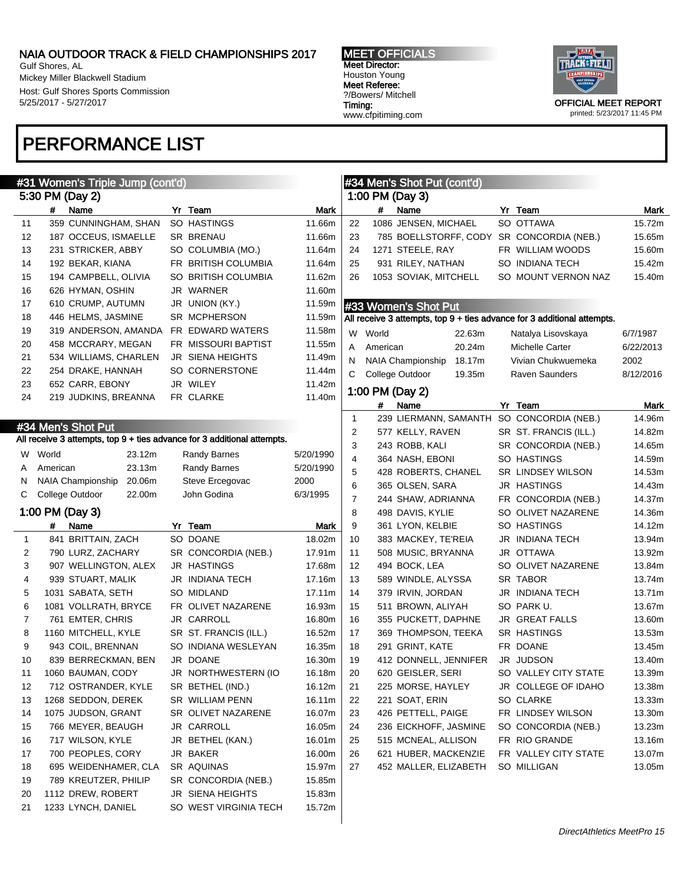# PERFORMANCE LIST

## #31 Women's Triple Jump (cont'd)

5:30 PM (Day 2)

| | # | Name | Yr | Team | Mark |
|---|---|---|---|---|---|
| 11 | 359 | CUNNINGHAM, SHAN | SO | HASTINGS | 11.66m |
| 12 | 187 | OCCEUS, ISMAELLE | SR | BRENAU | 11.66m |
| 13 | 231 | STRICKER, ABBY | SO | COLUMBIA (MO.) | 11.64m |
| 14 | 192 | BEKAR, KIANA | FR | BRITISH COLUMBIA | 11.64m |
| 15 | 194 | CAMPBELL, OLIVIA | SO | BRITISH COLUMBIA | 11.62m |
| 16 | 626 | HYMAN, OSHIN | JR | WARNER | 11.60m |
| 17 | 610 | CRUMP, AUTUMN | JR | UNION (KY.) | 11.59m |
| 18 | 446 | HELMS, JASMINE | SR | MCPHERSON | 11.59m |
| 19 | 319 | ANDERSON, AMANDA | FR | EDWARD WATERS | 11.58m |
| 20 | 458 | MCCRARY, MEGAN | FR | MISSOURI BAPTIST | 11.55m |
| 21 | 534 | WILLIAMS, CHARLEN | JR | SIENA HEIGHTS | 11.49m |
| 22 | 254 | DRAKE, HANNAH | SO | CORNERSTONE | 11.44m |
| 23 | 652 | CARR, EBONY | JR | WILEY | 11.42m |
| 24 | 219 | JUDKINS, BREANNA | FR | CLARKE | 11.40m |

## #34 Men's Shot Put

All receive 3 attempts, top 9 + ties advance for 3 additional attempts.

| | | Mark | Name | Date |
|---|---|---|---|---|
| W | World | 23.12m | Randy Barnes | 5/20/1990 |
| A | American | 23.13m | Randy Barnes | 5/20/1990 |
| N | NAIA Championship | 20.06m | Steve Ercegovac | 2000 |
| C | College Outdoor | 22.00m | John Godina | 6/3/1995 |

1:00 PM (Day 3)

| | # | Name | Yr | Team | Mark |
|---|---|---|---|---|---|
| 1 | 841 | BRITTAIN, ZACH | SO | DOANE | 18.02m |
| 2 | 790 | LURZ, ZACHARY | SR | CONCORDIA (NEB.) | 17.91m |
| 3 | 907 | WELLINGTON, ALEX | JR | HASTINGS | 17.68m |
| 4 | 939 | STUART, MALIK | JR | INDIANA TECH | 17.16m |
| 5 | 1031 | SABATA, SETH | SO | MIDLAND | 17.11m |
| 6 | 1081 | VOLLRATH, BRYCE | FR | OLIVET NAZARENE | 16.93m |
| 7 | 761 | EMTER, CHRIS | JR | CARROLL | 16.80m |
| 8 | 1160 | MITCHELL, KYLE | SR | ST. FRANCIS (ILL.) | 16.52m |
| 9 | 943 | COIL, BRENNAN | SO | INDIANA WESLEYAN | 16.35m |
| 10 | 839 | BERRECKMAN, BEN | JR | DOANE | 16.30m |
| 11 | 1060 | BAUMAN, CODY | JR | NORTHWESTERN (IO | 16.18m |
| 12 | 712 | OSTRANDER, KYLE | SR | BETHEL (IND.) | 16.12m |
| 13 | 1268 | SEDDON, DEREK | SR | WILLIAM PENN | 16.11m |
| 14 | 1075 | JUDSON, GRANT | SR | OLIVET NAZARENE | 16.07m |
| 15 | 766 | MEYER, BEAUGH | JR | CARROLL | 16.05m |
| 16 | 717 | WILSON, KYLE | JR | BETHEL (KAN.) | 16.01m |
| 17 | 700 | PEOPLES, CORY | JR | BAKER | 16.00m |
| 18 | 695 | WEIDENHAMER, CLA | SR | AQUINAS | 15.97m |
| 19 | 789 | KREUTZER, PHILIP | SR | CONCORDIA (NEB.) | 15.85m |
| 20 | 1112 | DREW, ROBERT | JR | SIENA HEIGHTS | 15.83m |
| 21 | 1233 | LYNCH, DANIEL | SO | WEST VIRGINIA TECH | 15.72m |
| 22 | 1086 | JENSEN, MICHAEL | SO | OTTAWA | 15.72m |
| 23 | 785 | BOELLSTORFF, CODY | SR | CONCORDIA (NEB.) | 15.65m |
| 24 | 1271 | STEELE, RAY | FR | WILLIAM WOODS | 15.60m |
| 25 | 931 | RILEY, NATHAN | SO | INDIANA TECH | 15.42m |
| 26 | 1053 | SOVIAK, MITCHELL | SO | MOUNT VERNON NAZ | 15.40m |

## #33 Women's Shot Put

All receive 3 attempts, top 9 + ties advance for 3 additional attempts.

| | | Mark | Name | Date |
|---|---|---|---|---|
| W | World | 22.63m | Natalya Lisovskaya | 6/7/1987 |
| A | American | 20.24m | Michelle Carter | 6/22/2013 |
| N | NAIA Championship | 18.17m | Vivian Chukwuemeka | 2002 |
| C | College Outdoor | 19.35m | Raven Saunders | 8/12/2016 |

1:00 PM (Day 2)

| | # | Name | Yr | Team | Mark |
|---|---|---|---|---|---|
| 1 | 239 | LIERMANN, SAMANTH | SO | CONCORDIA (NEB.) | 14.96m |
| 2 | 577 | KELLY, RAVEN | SR | ST. FRANCIS (ILL.) | 14.82m |
| 3 | 243 | ROBB, KALI | SR | CONCORDIA (NEB.) | 14.65m |
| 4 | 364 | NASH, EBONI | SO | HASTINGS | 14.59m |
| 5 | 428 | ROBERTS, CHANEL | SR | LINDSEY WILSON | 14.53m |
| 6 | 365 | OLSEN, SARA | JR | HASTINGS | 14.43m |
| 7 | 244 | SHAW, ADRIANNA | FR | CONCORDIA (NEB.) | 14.37m |
| 8 | 498 | DAVIS, KYLIE | SO | OLIVET NAZARENE | 14.36m |
| 9 | 361 | LYON, KELBIE | SO | HASTINGS | 14.12m |
| 10 | 383 | MACKEY, TE'REIA | JR | INDIANA TECH | 13.94m |
| 11 | 508 | MUSIC, BRYANNA | JR | OTTAWA | 13.92m |
| 12 | 494 | BOCK, LEA | SO | OLIVET NAZARENE | 13.84m |
| 13 | 589 | WINDLE, ALYSSA | SR | TABOR | 13.74m |
| 14 | 379 | IRVIN, JORDAN | JR | INDIANA TECH | 13.71m |
| 15 | 511 | BROWN, ALIYAH | SO | PARK U. | 13.67m |
| 16 | 355 | PUCKETT, DAPHNE | JR | GREAT FALLS | 13.60m |
| 17 | 369 | THOMPSON, TEEKA | SR | HASTINGS | 13.53m |
| 18 | 291 | GRINT, KATE | FR | DOANE | 13.45m |
| 19 | 412 | DONNELL, JENNIFER | JR | JUDSON | 13.40m |
| 20 | 620 | GEISLER, SERI | SO | VALLEY CITY STATE | 13.39m |
| 21 | 225 | MORSE, HAYLEY | JR | COLLEGE OF IDAHO | 13.38m |
| 22 | 221 | SOAT, ERIN | SO | CLARKE | 13.33m |
| 23 | 426 | PETTELL, PAIGE | FR | LINDSEY WILSON | 13.30m |
| 24 | 236 | EICKHOFF, JASMINE | SO | CONCORDIA (NEB.) | 13.23m |
| 25 | 515 | MCNEAL, ALLISON | FR | RIO GRANDE | 13.16m |
| 26 | 621 | HUBER, MACKENZIE | FR | VALLEY CITY STATE | 13.07m |
| 27 | 452 | MALLER, ELIZABETH | SO | MILLIGAN | 13.05m |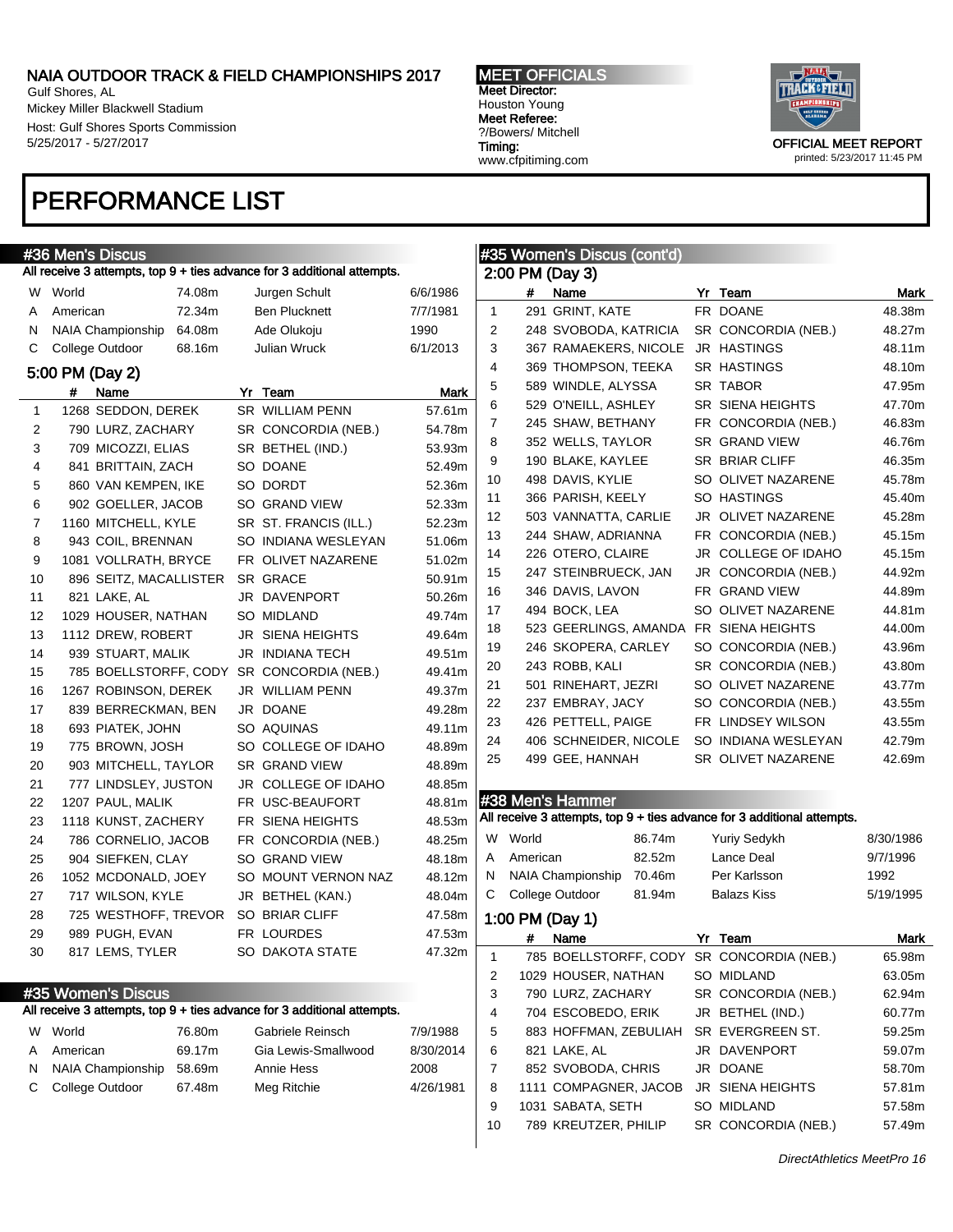# NAIA OUTDOOR TRACK & FIELD CHAMPIONSHIPS 2017

Gulf Shores, AL
Mickey Miller Blackwell Stadium
Host: Gulf Shores Sports Commission
5/25/2017 - 5/27/2017

**MEET OFFICIALS**
Meet Director:
Houston Young
Meet Referee:
?/Bowers/ Mitchell
Timing:
www.cfpitiming.com

OFFICIAL MEET REPORT
printed: 5/23/2017 11:45 PM

# PERFORMANCE LIST

## #36 Men's Discus

All receive 3 attempts, top 9 + ties advance for 3 additional attempts.

| | | | | |
|---|---|---|---|---|
| W | World | 74.08m | Jurgen Schult | 6/6/1986 |
| A | American | 72.34m | Ben Plucknett | 7/7/1981 |
| N | NAIA Championship | 64.08m | Ade Olukoju | 1990 |
| C | College Outdoor | 68.16m | Julian Wruck | 6/1/2013 |

### 5:00 PM (Day 2)

| | # | Name | Yr | Team | Mark |
|---|---|---|---|---|---|
| 1 | 1268 | SEDDON, DEREK | SR | WILLIAM PENN | 57.61m |
| 2 | 790 | LURZ, ZACHARY | SR | CONCORDIA (NEB.) | 54.78m |
| 3 | 709 | MICOZZI, ELIAS | SR | BETHEL (IND.) | 53.93m |
| 4 | 841 | BRITTAIN, ZACH | SO | DOANE | 52.49m |
| 5 | 860 | VAN KEMPEN, IKE | SO | DORDT | 52.36m |
| 6 | 902 | GOELLER, JACOB | SO | GRAND VIEW | 52.33m |
| 7 | 1160 | MITCHELL, KYLE | SR | ST. FRANCIS (ILL.) | 52.23m |
| 8 | 943 | COIL, BRENNAN | SO | INDIANA WESLEYAN | 51.06m |
| 9 | 1081 | VOLLRATH, BRYCE | FR | OLIVET NAZARENE | 51.02m |
| 10 | 896 | SEITZ, MACALLISTER | SR | GRACE | 50.91m |
| 11 | 821 | LAKE, AL | JR | DAVENPORT | 50.26m |
| 12 | 1029 | HOUSER, NATHAN | SO | MIDLAND | 49.74m |
| 13 | 1112 | DREW, ROBERT | JR | SIENA HEIGHTS | 49.64m |
| 14 | 939 | STUART, MALIK | JR | INDIANA TECH | 49.51m |
| 15 | 785 | BOELLSTORFF, CODY | SR | CONCORDIA (NEB.) | 49.41m |
| 16 | 1267 | ROBINSON, DEREK | JR | WILLIAM PENN | 49.37m |
| 17 | 839 | BERRECKMAN, BEN | JR | DOANE | 49.28m |
| 18 | 693 | PIATEK, JOHN | SO | AQUINAS | 49.11m |
| 19 | 775 | BROWN, JOSH | SO | COLLEGE OF IDAHO | 48.89m |
| 20 | 903 | MITCHELL, TAYLOR | SR | GRAND VIEW | 48.89m |
| 21 | 777 | LINDSLEY, JUSTON | JR | COLLEGE OF IDAHO | 48.85m |
| 22 | 1207 | PAUL, MALIK | FR | USC-BEAUFORT | 48.81m |
| 23 | 1118 | KUNST, ZACHERY | FR | SIENA HEIGHTS | 48.53m |
| 24 | 786 | CORNELIO, JACOB | FR | CONCORDIA (NEB.) | 48.25m |
| 25 | 904 | SIEFKEN, CLAY | SO | GRAND VIEW | 48.18m |
| 26 | 1052 | MCDONALD, JOEY | SO | MOUNT VERNON NAZ | 48.12m |
| 27 | 717 | WILSON, KYLE | JR | BETHEL (KAN.) | 48.04m |
| 28 | 725 | WESTHOFF, TREVOR | SO | BRIAR CLIFF | 47.58m |
| 29 | 989 | PUGH, EVAN | FR | LOURDES | 47.53m |
| 30 | 817 | LEMS, TYLER | SO | DAKOTA STATE | 47.32m |

## #35 Women's Discus

All receive 3 attempts, top 9 + ties advance for 3 additional attempts.

| | | | | |
|---|---|---|---|---|
| W | World | 76.80m | Gabriele Reinsch | 7/9/1988 |
| A | American | 69.17m | Gia Lewis-Smallwood | 8/30/2014 |
| N | NAIA Championship | 58.69m | Annie Hess | 2008 |
| C | College Outdoor | 67.48m | Meg Ritchie | 4/26/1981 |

## #35 Women's Discus (cont'd)

### 2:00 PM (Day 3)

| | # | Name | Yr | Team | Mark |
|---|---|---|---|---|---|
| 1 | 291 | GRINT, KATE | FR | DOANE | 48.38m |
| 2 | 248 | SVOBODA, KATRICIA | SR | CONCORDIA (NEB.) | 48.27m |
| 3 | 367 | RAMAEKERS, NICOLE | JR | HASTINGS | 48.11m |
| 4 | 369 | THOMPSON, TEEKA | SR | HASTINGS | 48.10m |
| 5 | 589 | WINDLE, ALYSSA | SR | TABOR | 47.95m |
| 6 | 529 | O'NEILL, ASHLEY | SR | SIENA HEIGHTS | 47.70m |
| 7 | 245 | SHAW, BETHANY | FR | CONCORDIA (NEB.) | 46.83m |
| 8 | 352 | WELLS, TAYLOR | SR | GRAND VIEW | 46.76m |
| 9 | 190 | BLAKE, KAYLEE | SR | BRIAR CLIFF | 46.35m |
| 10 | 498 | DAVIS, KYLIE | SO | OLIVET NAZARENE | 45.78m |
| 11 | 366 | PARISH, KEELY | SO | HASTINGS | 45.40m |
| 12 | 503 | VANNATTA, CARLIE | JR | OLIVET NAZARENE | 45.28m |
| 13 | 244 | SHAW, ADRIANNA | FR | CONCORDIA (NEB.) | 45.15m |
| 14 | 226 | OTERO, CLAIRE | JR | COLLEGE OF IDAHO | 45.15m |
| 15 | 247 | STEINBRUECK, JAN | JR | CONCORDIA (NEB.) | 44.92m |
| 16 | 346 | DAVIS, LAVON | FR | GRAND VIEW | 44.89m |
| 17 | 494 | BOCK, LEA | SO | OLIVET NAZARENE | 44.81m |
| 18 | 523 | GEERLINGS, AMANDA | FR | SIENA HEIGHTS | 44.00m |
| 19 | 246 | SKOPERA, CARLEY | SO | CONCORDIA (NEB.) | 43.96m |
| 20 | 243 | ROBB, KALI | SR | CONCORDIA (NEB.) | 43.80m |
| 21 | 501 | RINEHART, JEZRI | SO | OLIVET NAZARENE | 43.77m |
| 22 | 237 | EMBRAY, JACY | SO | CONCORDIA (NEB.) | 43.55m |
| 23 | 426 | PETTELL, PAIGE | FR | LINDSEY WILSON | 43.55m |
| 24 | 406 | SCHNEIDER, NICOLE | SO | INDIANA WESLEYAN | 42.79m |
| 25 | 499 | GEE, HANNAH | SR | OLIVET NAZARENE | 42.69m |

## #38 Men's Hammer

All receive 3 attempts, top 9 + ties advance for 3 additional attempts.

| | | | | |
|---|---|---|---|---|
| W | World | 86.74m | Yuriy Sedykh | 8/30/1986 |
| A | American | 82.52m | Lance Deal | 9/7/1996 |
| N | NAIA Championship | 70.46m | Per Karlsson | 1992 |
| C | College Outdoor | 81.94m | Balazs Kiss | 5/19/1995 |

### 1:00 PM (Day 1)

| | # | Name | Yr | Team | Mark |
|---|---|---|---|---|---|
| 1 | 785 | BOELLSTORFF, CODY | SR | CONCORDIA (NEB.) | 65.98m |
| 2 | 1029 | HOUSER, NATHAN | SO | MIDLAND | 63.05m |
| 3 | 790 | LURZ, ZACHARY | SR | CONCORDIA (NEB.) | 62.94m |
| 4 | 704 | ESCOBEDO, ERIK | JR | BETHEL (IND.) | 60.77m |
| 5 | 883 | HOFFMAN, ZEBULIAH | SR | EVERGREEN ST. | 59.25m |
| 6 | 821 | LAKE, AL | JR | DAVENPORT | 59.07m |
| 7 | 852 | SVOBODA, CHRIS | JR | DOANE | 58.70m |
| 8 | 1111 | COMPAGNER, JACOB | JR | SIENA HEIGHTS | 57.81m |
| 9 | 1031 | SABATA, SETH | SO | MIDLAND | 57.58m |
| 10 | 789 | KREUTZER, PHILIP | SR | CONCORDIA (NEB.) | 57.49m |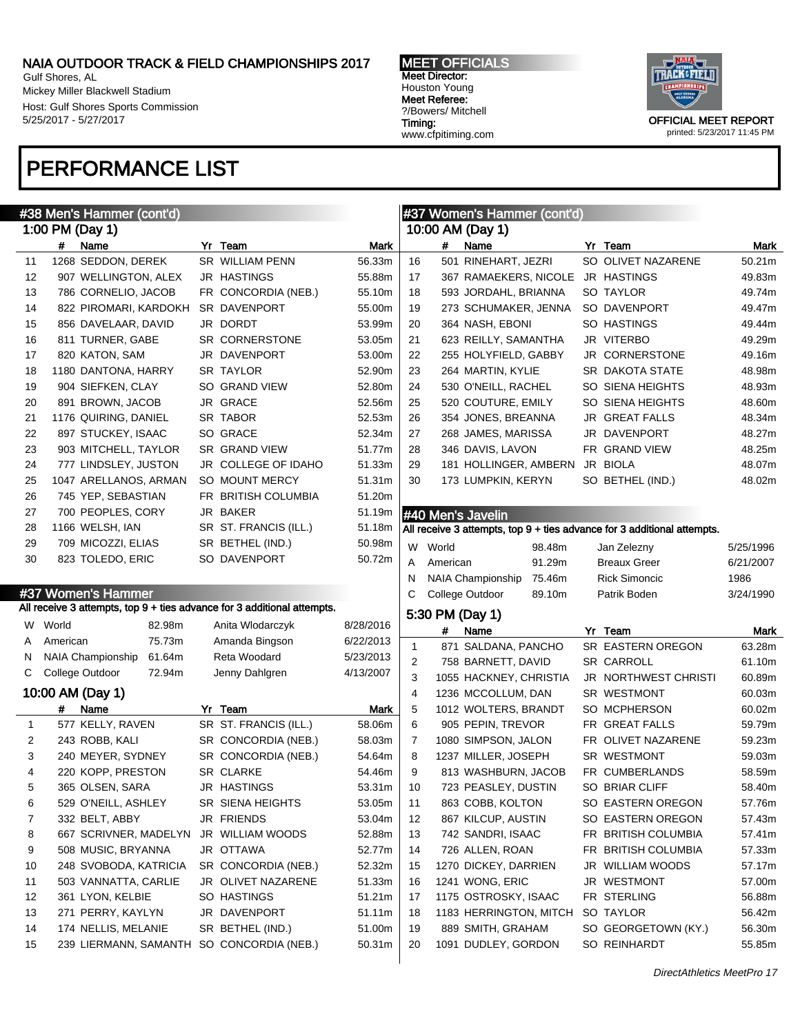# NAIA OUTDOOR TRACK & FIELD CHAMPIONSHIPS 2017

Gulf Shores, AL
Mickey Miller Blackwell Stadium
Host: Gulf Shores Sports Commission
5/25/2017 - 5/27/2017

**MEET OFFICIALS**
Meet Director: Houston Young
Meet Referee: ?/Bowers/ Mitchell
Timing: www.cfpitiming.com

OFFICIAL MEET REPORT
printed: 5/23/2017 11:45 PM

# PERFORMANCE LIST

## #38 Men's Hammer (cont'd)

### 1:00 PM (Day 1)

| | # | Name | Yr | Team | Mark |
|---|---|---|---|---|---|
| 11 | 1268 | SEDDON, DEREK | SR | WILLIAM PENN | 56.33m |
| 12 | 907 | WELLINGTON, ALEX | JR | HASTINGS | 55.88m |
| 13 | 786 | CORNELIO, JACOB | FR | CONCORDIA (NEB.) | 55.10m |
| 14 | 822 | PIROMARI, KARDOKH | SR | DAVENPORT | 55.00m |
| 15 | 856 | DAVELAAR, DAVID | JR | DORDT | 53.99m |
| 16 | 811 | TURNER, GABE | SR | CORNERSTONE | 53.05m |
| 17 | 820 | KATON, SAM | JR | DAVENPORT | 53.00m |
| 18 | 1180 | DANTONA, HARRY | SR | TAYLOR | 52.90m |
| 19 | 904 | SIEFKEN, CLAY | SO | GRAND VIEW | 52.80m |
| 20 | 891 | BROWN, JACOB | JR | GRACE | 52.56m |
| 21 | 1176 | QUIRING, DANIEL | SR | TABOR | 52.53m |
| 22 | 897 | STUCKEY, ISAAC | SO | GRACE | 52.34m |
| 23 | 903 | MITCHELL, TAYLOR | SR | GRAND VIEW | 51.77m |
| 24 | 777 | LINDSLEY, JUSTON | JR | COLLEGE OF IDAHO | 51.33m |
| 25 | 1047 | ARELLANOS, ARMAN | SO | MOUNT MERCY | 51.31m |
| 26 | 745 | YEP, SEBASTIAN | FR | BRITISH COLUMBIA | 51.20m |
| 27 | 700 | PEOPLES, CORY | JR | BAKER | 51.19m |
| 28 | 1166 | WELSH, IAN | SR | ST. FRANCIS (ILL.) | 51.18m |
| 29 | 709 | MICOZZI, ELIAS | SR | BETHEL (IND.) | 50.98m |
| 30 | 823 | TOLEDO, ERIC | SO | DAVENPORT | 50.72m |

## #37 Women's Hammer

All receive 3 attempts, top 9 + ties advance for 3 additional attempts.

| | Record | Mark | Holder | Date |
|---|---|---|---|---|
| W | World | 82.98m | Anita Wlodarczyk | 8/28/2016 |
| A | American | 75.73m | Amanda Bingson | 6/22/2013 |
| N | NAIA Championship | 61.64m | Reta Woodard | 5/23/2013 |
| C | College Outdoor | 72.94m | Jenny Dahlgren | 4/13/2007 |

### 10:00 AM (Day 1)

| | # | Name | Yr | Team | Mark |
|---|---|---|---|---|---|
| 1 | 577 | KELLY, RAVEN | SR | ST. FRANCIS (ILL.) | 58.06m |
| 2 | 243 | ROBB, KALI | SR | CONCORDIA (NEB.) | 58.03m |
| 3 | 240 | MEYER, SYDNEY | SR | CONCORDIA (NEB.) | 54.64m |
| 4 | 220 | KOPP, PRESTON | SR | CLARKE | 54.46m |
| 5 | 365 | OLSEN, SARA | JR | HASTINGS | 53.31m |
| 6 | 529 | O'NEILL, ASHLEY | SR | SIENA HEIGHTS | 53.05m |
| 7 | 332 | BELT, ABBY | JR | FRIENDS | 53.04m |
| 8 | 667 | SCRIVNER, MADELYN | JR | WILLIAM WOODS | 52.88m |
| 9 | 508 | MUSIC, BRYANNA | JR | OTTAWA | 52.77m |
| 10 | 248 | SVOBODA, KATRICIA | SR | CONCORDIA (NEB.) | 52.32m |
| 11 | 503 | VANNATTA, CARLIE | JR | OLIVET NAZARENE | 51.33m |
| 12 | 361 | LYON, KELBIE | SO | HASTINGS | 51.21m |
| 13 | 271 | PERRY, KAYLYN | JR | DAVENPORT | 51.11m |
| 14 | 174 | NELLIS, MELANIE | SR | BETHEL (IND.) | 51.00m |
| 15 | 239 | LIERMANN, SAMANTH | SO | CONCORDIA (NEB.) | 50.31m |

## #37 Women's Hammer (cont'd)

### 10:00 AM (Day 1)

| | # | Name | Yr | Team | Mark |
|---|---|---|---|---|---|
| 16 | 501 | RINEHART, JEZRI | SO | OLIVET NAZARENE | 50.21m |
| 17 | 367 | RAMAEKERS, NICOLE | JR | HASTINGS | 49.83m |
| 18 | 593 | JORDAHL, BRIANNA | SO | TAYLOR | 49.74m |
| 19 | 273 | SCHUMAKER, JENNA | SO | DAVENPORT | 49.47m |
| 20 | 364 | NASH, EBONI | SO | HASTINGS | 49.44m |
| 21 | 623 | REILLY, SAMANTHA | JR | VITERBO | 49.29m |
| 22 | 255 | HOLYFIELD, GABBY | JR | CORNERSTONE | 49.16m |
| 23 | 264 | MARTIN, KYLIE | SR | DAKOTA STATE | 48.98m |
| 24 | 530 | O'NEILL, RACHEL | SO | SIENA HEIGHTS | 48.93m |
| 25 | 520 | COUTURE, EMILY | SO | SIENA HEIGHTS | 48.60m |
| 26 | 354 | JONES, BREANNA | JR | GREAT FALLS | 48.34m |
| 27 | 268 | JAMES, MARISSA | JR | DAVENPORT | 48.27m |
| 28 | 346 | DAVIS, LAVON | FR | GRAND VIEW | 48.25m |
| 29 | 181 | HOLLINGER, AMBERN | JR | BIOLA | 48.07m |
| 30 | 173 | LUMPKIN, KERYN | SO | BETHEL (IND.) | 48.02m |

## #40 Men's Javelin

All receive 3 attempts, top 9 + ties advance for 3 additional attempts.

| | Record | Mark | Holder | Date |
|---|---|---|---|---|
| W | World | 98.48m | Jan Zelezny | 5/25/1996 |
| A | American | 91.29m | Breaux Greer | 6/21/2007 |
| N | NAIA Championship | 75.46m | Rick Simoncic | 1986 |
| C | College Outdoor | 89.10m | Patrik Boden | 3/24/1990 |

### 5:30 PM (Day 1)

| | # | Name | Yr | Team | Mark |
|---|---|---|---|---|---|
| 1 | 871 | SALDANA, PANCHO | SR | EASTERN OREGON | 63.28m |
| 2 | 758 | BARNETT, DAVID | SR | CARROLL | 61.10m |
| 3 | 1055 | HACKNEY, CHRISTIA | JR | NORTHWEST CHRISTI | 60.89m |
| 4 | 1236 | MCCOLLUM, DAN | SR | WESTMONT | 60.03m |
| 5 | 1012 | WOLTERS, BRANDT | SO | MCPHERSON | 60.02m |
| 6 | 905 | PEPIN, TREVOR | FR | GREAT FALLS | 59.79m |
| 7 | 1080 | SIMPSON, JALON | FR | OLIVET NAZARENE | 59.23m |
| 8 | 1237 | MILLER, JOSEPH | SR | WESTMONT | 59.03m |
| 9 | 813 | WASHBURN, JACOB | FR | CUMBERLANDS | 58.59m |
| 10 | 723 | PEASLEY, DUSTIN | SO | BRIAR CLIFF | 58.40m |
| 11 | 863 | COBB, KOLTON | SO | EASTERN OREGON | 57.76m |
| 12 | 867 | KILCUP, AUSTIN | SO | EASTERN OREGON | 57.43m |
| 13 | 742 | SANDRI, ISAAC | FR | BRITISH COLUMBIA | 57.41m |
| 14 | 726 | ALLEN, ROAN | FR | BRITISH COLUMBIA | 57.33m |
| 15 | 1270 | DICKEY, DARRIEN | JR | WILLIAM WOODS | 57.17m |
| 16 | 1241 | WONG, ERIC | JR | WESTMONT | 57.00m |
| 17 | 1175 | OSTROSKY, ISAAC | FR | STERLING | 56.88m |
| 18 | 1183 | HERRINGTON, MITCH | SO | TAYLOR | 56.42m |
| 19 | 889 | SMITH, GRAHAM | SO | GEORGETOWN (KY.) | 56.30m |
| 20 | 1091 | DUDLEY, GORDON | SO | REINHARDT | 55.85m |

*DirectAthletics MeetPro 17*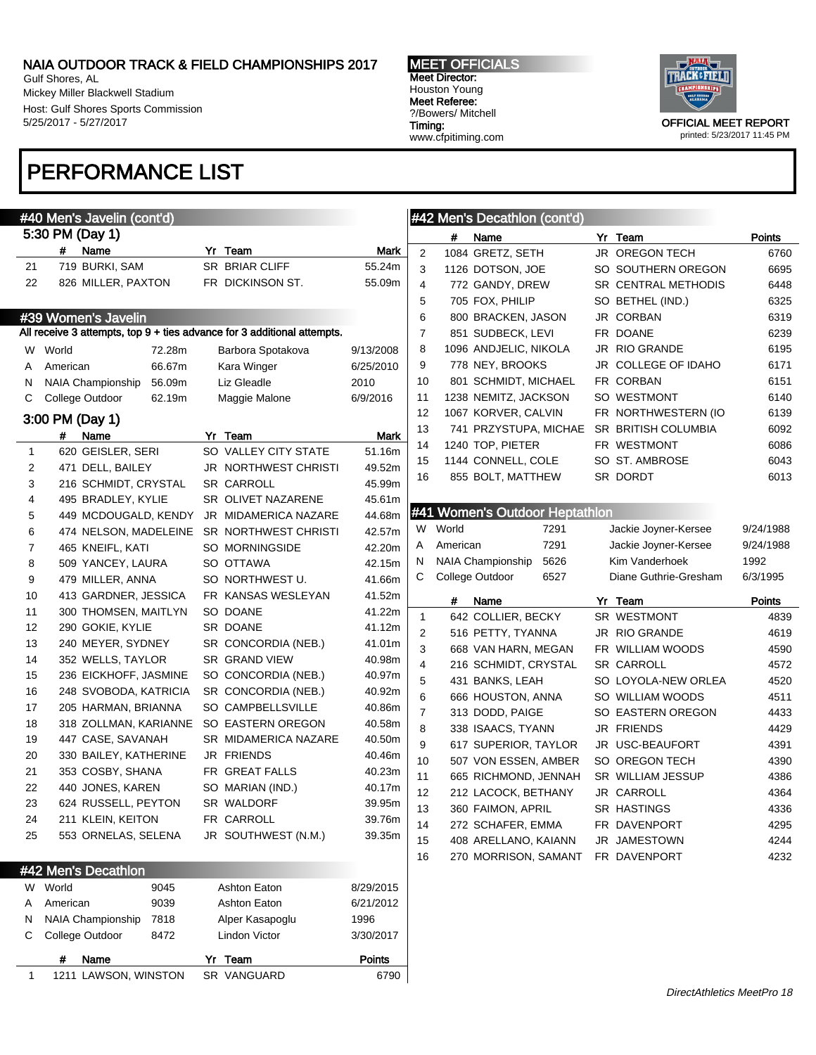# PERFORMANCE LIST

## #40 Men's Javelin (cont'd)

### 5:30 PM (Day 1)

| | # | Name | Yr | Team | Mark |
|---|---|---|---|---|---|
| 21 | 719 | BURKI, SAM | SR | BRIAR CLIFF | 55.24m |
| 22 | 826 | MILLER, PAXTON | FR | DICKINSON ST. | 55.09m |

## #39 Women's Javelin

All receive 3 attempts, top 9 + ties advance for 3 additional attempts.

| | | | | |
|---|---|---|---|---|
| W | World | 72.28m | Barbora Spotakova | 9/13/2008 |
| A | American | 66.67m | Kara Winger | 6/25/2010 |
| N | NAIA Championship | 56.09m | Liz Gleadle | 2010 |
| C | College Outdoor | 62.19m | Maggie Malone | 6/9/2016 |

### 3:00 PM (Day 1)

| | # | Name | Yr | Team | Mark |
|---|---|---|---|---|---|
| 1 | 620 | GEISLER, SERI | SO | VALLEY CITY STATE | 51.16m |
| 2 | 471 | DELL, BAILEY | JR | NORTHWEST CHRISTI | 49.52m |
| 3 | 216 | SCHMIDT, CRYSTAL | SR | CARROLL | 45.99m |
| 4 | 495 | BRADLEY, KYLIE | SR | OLIVET NAZARENE | 45.61m |
| 5 | 449 | MCDOUGALD, KENDY | JR | MIDAMERICA NAZARE | 44.68m |
| 6 | 474 | NELSON, MADELEINE | SR | NORTHWEST CHRISTI | 42.57m |
| 7 | 465 | KNEIFL, KATI | SO | MORNINGSIDE | 42.20m |
| 8 | 509 | YANCEY, LAURA | SO | OTTAWA | 42.15m |
| 9 | 479 | MILLER, ANNA | SO | NORTHWEST U. | 41.66m |
| 10 | 413 | GARDNER, JESSICA | FR | KANSAS WESLEYAN | 41.52m |
| 11 | 300 | THOMSEN, MAITLYN | SO | DOANE | 41.22m |
| 12 | 290 | GOKIE, KYLIE | SR | DOANE | 41.12m |
| 13 | 240 | MEYER, SYDNEY | SR | CONCORDIA (NEB.) | 41.01m |
| 14 | 352 | WELLS, TAYLOR | SR | GRAND VIEW | 40.98m |
| 15 | 236 | EICKHOFF, JASMINE | SO | CONCORDIA (NEB.) | 40.97m |
| 16 | 248 | SVOBODA, KATRICIA | SR | CONCORDIA (NEB.) | 40.92m |
| 17 | 205 | HARMAN, BRIANNA | SO | CAMPBELLSVILLE | 40.86m |
| 18 | 318 | ZOLLMAN, KARIANNE | SO | EASTERN OREGON | 40.58m |
| 19 | 447 | CASE, SAVANAH | SR | MIDAMERICA NAZARE | 40.50m |
| 20 | 330 | BAILEY, KATHERINE | JR | FRIENDS | 40.46m |
| 21 | 353 | COSBY, SHANA | FR | GREAT FALLS | 40.23m |
| 22 | 440 | JONES, KAREN | SO | MARIAN (IND.) | 40.17m |
| 23 | 624 | RUSSELL, PEYTON | SR | WALDORF | 39.95m |
| 24 | 211 | KLEIN, KEITON | FR | CARROLL | 39.76m |
| 25 | 553 | ORNELAS, SELENA | JR | SOUTHWEST (N.M.) | 39.35m |

## #42 Men's Decathlon

| | | | | |
|---|---|---|---|---|
| W | World | 9045 | Ashton Eaton | 8/29/2015 |
| A | American | 9039 | Ashton Eaton | 6/21/2012 |
| N | NAIA Championship | 7818 | Alper Kasapoglu | 1996 |
| C | College Outdoor | 8472 | Lindon Victor | 3/30/2017 |

| | # | Name | Yr | Team | Points |
|---|---|---|---|---|---|
| 1 | 1211 | LAWSON, WINSTON | SR | VANGUARD | 6790 |
| 2 | 1084 | GRETZ, SETH | JR | OREGON TECH | 6760 |
| 3 | 1126 | DOTSON, JOE | SO | SOUTHERN OREGON | 6695 |
| 4 | 772 | GANDY, DREW | SR | CENTRAL METHODIS | 6448 |
| 5 | 705 | FOX, PHILIP | SO | BETHEL (IND.) | 6325 |
| 6 | 800 | BRACKEN, JASON | JR | CORBAN | 6319 |
| 7 | 851 | SUDBECK, LEVI | FR | DOANE | 6239 |
| 8 | 1096 | ANDJELIC, NIKOLA | JR | RIO GRANDE | 6195 |
| 9 | 778 | NEY, BROOKS | JR | COLLEGE OF IDAHO | 6171 |
| 10 | 801 | SCHMIDT, MICHAEL | FR | CORBAN | 6151 |
| 11 | 1238 | NEMITZ, JACKSON | SO | WESTMONT | 6140 |
| 12 | 1067 | KORVER, CALVIN | FR | NORTHWESTERN (IO | 6139 |
| 13 | 741 | PRZYSTUPA, MICHAE | SR | BRITISH COLUMBIA | 6092 |
| 14 | 1240 | TOP, PIETER | FR | WESTMONT | 6086 |
| 15 | 1144 | CONNELL, COLE | SO | ST. AMBROSE | 6043 |
| 16 | 855 | BOLT, MATTHEW | SR | DORDT | 6013 |

## #41 Women's Outdoor Heptathlon

| | | | | |
|---|---|---|---|---|
| W | World | 7291 | Jackie Joyner-Kersee | 9/24/1988 |
| A | American | 7291 | Jackie Joyner-Kersee | 9/24/1988 |
| N | NAIA Championship | 5626 | Kim Vanderhoek | 1992 |
| C | College Outdoor | 6527 | Diane Guthrie-Gresham | 6/3/1995 |

| | # | Name | Yr | Team | Points |
|---|---|---|---|---|---|
| 1 | 642 | COLLIER, BECKY | SR | WESTMONT | 4839 |
| 2 | 516 | PETTY, TYANNA | JR | RIO GRANDE | 4619 |
| 3 | 668 | VAN HARN, MEGAN | FR | WILLIAM WOODS | 4590 |
| 4 | 216 | SCHMIDT, CRYSTAL | SR | CARROLL | 4572 |
| 5 | 431 | BANKS, LEAH | SO | LOYOLA-NEW ORLEA | 4520 |
| 6 | 666 | HOUSTON, ANNA | SO | WILLIAM WOODS | 4511 |
| 7 | 313 | DODD, PAIGE | SO | EASTERN OREGON | 4433 |
| 8 | 338 | ISAACS, TYANN | JR | FRIENDS | 4429 |
| 9 | 617 | SUPERIOR, TAYLOR | JR | USC-BEAUFORT | 4391 |
| 10 | 507 | VON ESSEN, AMBER | SO | OREGON TECH | 4390 |
| 11 | 665 | RICHMOND, JENNAH | SR | WILLIAM JESSUP | 4386 |
| 12 | 212 | LACOCK, BETHANY | JR | CARROLL | 4364 |
| 13 | 360 | FAIMON, APRIL | SR | HASTINGS | 4336 |
| 14 | 272 | SCHAFER, EMMA | FR | DAVENPORT | 4295 |
| 15 | 408 | ARELLANO, KAIANN | JR | JAMESTOWN | 4244 |
| 16 | 270 | MORRISON, SAMANT | FR | DAVENPORT | 4232 |